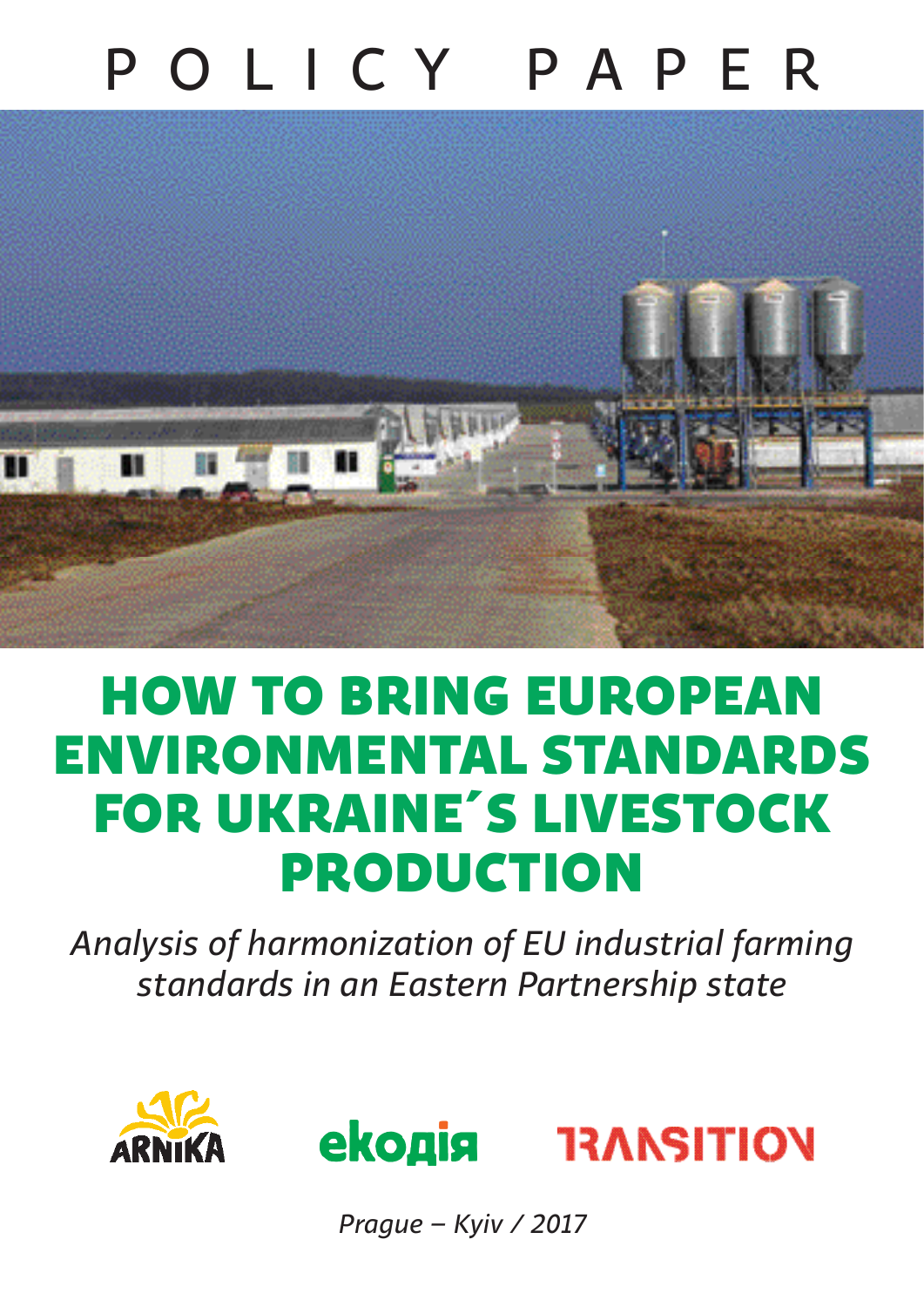POLICY PAPER

# HOW TO BRING EUROPEAN ENVIRONMENTAL STANDARDS FOR UKRAINE´S LIVESTOCK PRODUCTION

*Analysis of harmonization of EU industrial farming standards in an Eastern Partnership state*

ARNIKA ekoдія TRANSITION

*Prague – Kyiv / 2017*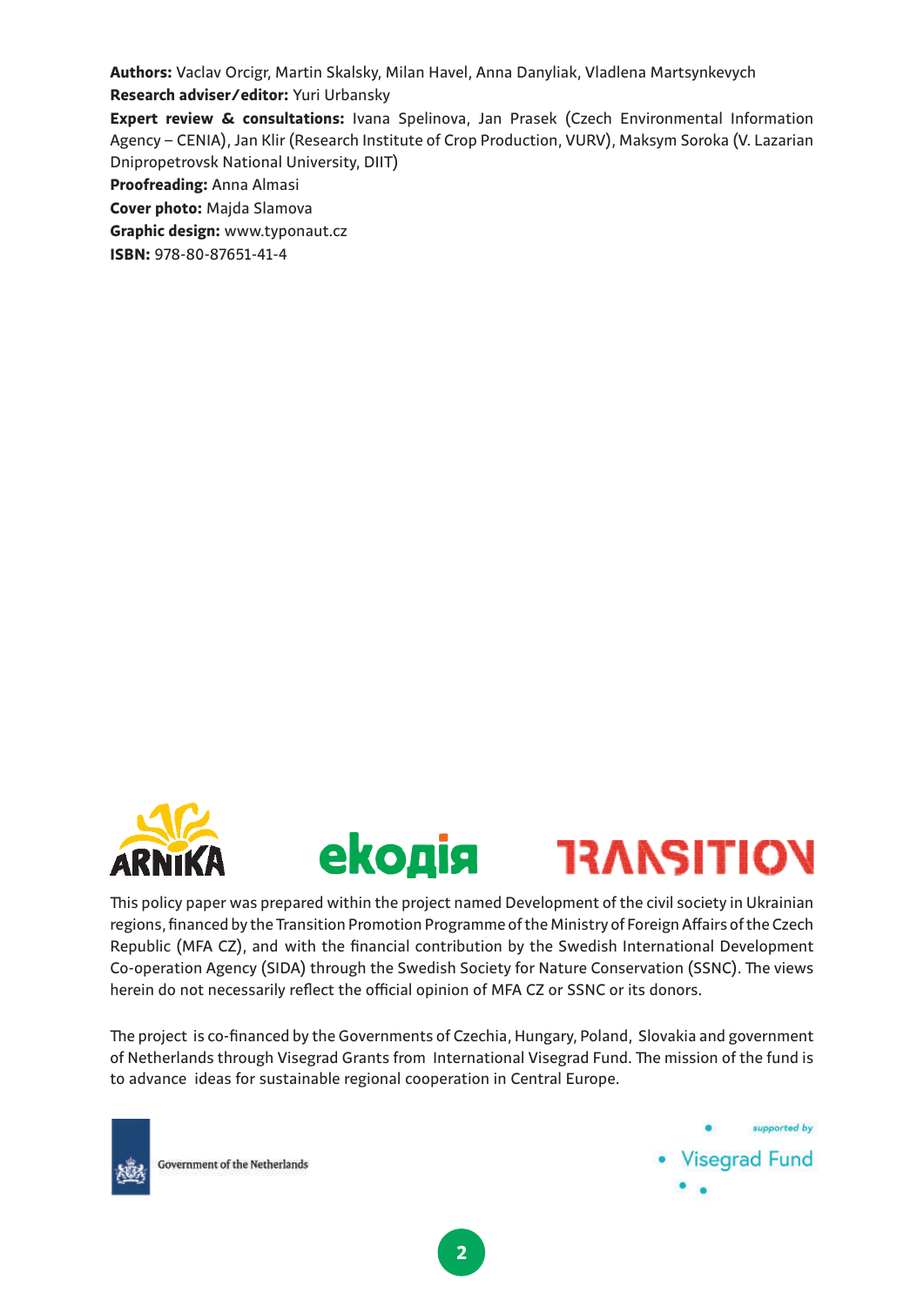**Authors:** Vaclav Orcigr, Martin Skalsky, Milan Havel, Anna Danyliak, Vladlena Martsynkevych

**Research adviser/editor:** Yuri Urbansky

**Expert review & consultations:** Ivana Spelinova, Jan Prasek (Czech Environmental Information Agency – CENIA), Jan Klir (Research Institute of Crop Production, VURV), Maksym Soroka (V. Lazarian Dnipropetrovsk National University, DIIT)

**Proofreading:** Anna Almasi

**Cover photo:** Majda Slamova

**Graphic design:** www.typonaut.cz

**ISBN:** 978-80-87651-41-4

This policy paper was prepared within the project named Development of the civil society in Ukrainian regions, financed by the Transition Promotion Programme of the Ministry of Foreign Affairs of the Czech Republic (MFA CZ), and with the financial contribution by the Swedish International Development Co-operation Agency (SIDA) through the Swedish Society for Nature Conservation (SSNC). The views herein do not necessarily reflect the official opinion of MFA CZ or SSNC or its donors.

The project is co-financed by the Governments of Czechia, Hungary, Poland, Slovakia and government of Netherlands through Visegrad Grants from International Visegrad Fund. The mission of the fund is to advance ideas for sustainable regional cooperation in Central Europe.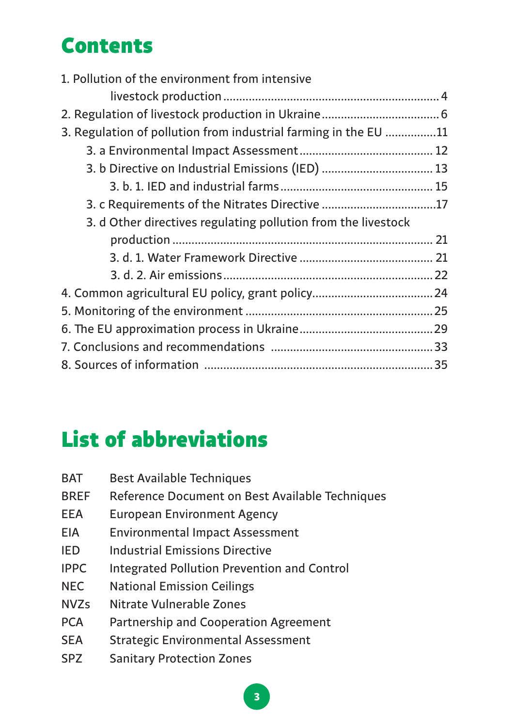# Contents

1. Pollution of the environment from intensive livestock production ..... 4
2. Regulation of livestock production in Ukraine ..... 6
3. Regulation of pollution from industrial farming in the EU ..... 11
   - 3. a Environmental Impact Assessment ..... 12
   - 3. b Directive on Industrial Emissions (IED) ..... 13
     - 3. b. 1. IED and industrial farms ..... 15
   - 3. c Requirements of the Nitrates Directive ..... 17
   - 3. d Other directives regulating pollution from the livestock production ..... 21
     - 3. d. 1. Water Framework Directive ..... 21
     - 3. d. 2. Air emissions ..... 22
4. Common agricultural EU policy, grant policy ..... 24
5. Monitoring of the environment ..... 25
6. The EU approximation process in Ukraine ..... 29
7. Conclusions and recommendations ..... 33
8. Sources of information ..... 35

# List of abbreviations

| | |
|---|---|
| BAT | Best Available Techniques |
| BREF | Reference Document on Best Available Techniques |
| EEA | European Environment Agency |
| EIA | Environmental Impact Assessment |
| IED | Industrial Emissions Directive |
| IPPC | Integrated Pollution Prevention and Control |
| NEC | National Emission Ceilings |
| NVZs | Nitrate Vulnerable Zones |
| PCA | Partnership and Cooperation Agreement |
| SEA | Strategic Environmental Assessment |
| SPZ | Sanitary Protection Zones |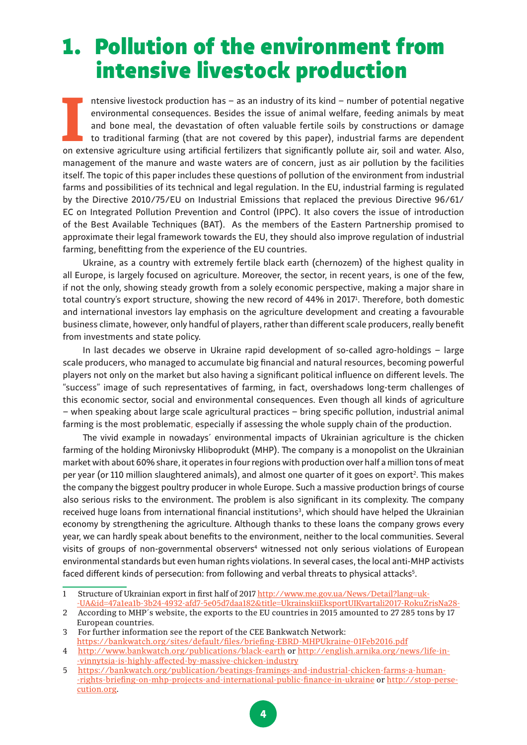# 1. Pollution of the environment from intensive livestock production

Intensive livestock production has – as an industry of its kind – number of potential negative environmental consequences. Besides the issue of animal welfare, feeding animals by meat and bone meal, the devastation of often valuable fertile soils by constructions or damage to traditional farming (that are not covered by this paper), industrial farms are dependent on extensive agriculture using artificial fertilizers that significantly pollute air, soil and water. Also, management of the manure and waste waters are of concern, just as air pollution by the facilities itself. The topic of this paper includes these questions of pollution of the environment from industrial farms and possibilities of its technical and legal regulation. In the EU, industrial farming is regulated by the Directive 2010/75/EU on Industrial Emissions that replaced the previous Directive 96/61/EC on Integrated Pollution Prevention and Control (IPPC). It also covers the issue of introduction of the Best Available Techniques (BAT). As the members of the Eastern Partnership promised to approximate their legal framework towards the EU, they should also improve regulation of industrial farming, benefitting from the experience of the EU countries.

Ukraine, as a country with extremely fertile black earth (chernozem) of the highest quality in all Europe, is largely focused on agriculture. Moreover, the sector, in recent years, is one of the few, if not the only, showing steady growth from a solely economic perspective, making a major share in total country's export structure, showing the new record of 44% in 2017[1]. Therefore, both domestic and international investors lay emphasis on the agriculture development and creating a favourable business climate, however, only handful of players, rather than different scale producers, really benefit from investments and state policy.

In last decades we observe in Ukraine rapid development of so-called agro-holdings – large scale producers, who managed to accumulate big financial and natural resources, becoming powerful players not only on the market but also having a significant political influence on different levels. The "success" image of such representatives of farming, in fact, overshadows long-term challenges of this economic sector, social and environmental consequences. Even though all kinds of agriculture – when speaking about large scale agricultural practices – bring specific pollution, industrial animal farming is the most problematic, especially if assessing the whole supply chain of the production.

The vivid example in nowadays´ environmental impacts of Ukrainian agriculture is the chicken farming of the holding Mironivsky Hliboprodukt (MHP). The company is a monopolist on the Ukrainian market with about 60% share, it operates in four regions with production over half a million tons of meat per year (or 110 million slaughtered animals), and almost one quarter of it goes on export[2]. This makes the company the biggest poultry producer in whole Europe. Such a massive production brings of course also serious risks to the environment. The problem is also significant in its complexity. The company received huge loans from international financial institutions[3], which should have helped the Ukrainian economy by strengthening the agriculture. Although thanks to these loans the company grows every year, we can hardly speak about benefits to the environment, neither to the local communities. Several visits of groups of non-governmental observers[4] witnessed not only serious violations of European environmental standards but even human rights violations. In several cases, the local anti-MHP activists faced different kinds of persecution: from following and verbal threats to physical attacks[5].

---

1 Structure of Ukrainian export in first half of 2017 http://www.me.gov.ua/News/Detail?lang=uk-UA&id=47a1ea1b-3b24-4932-afd7-5e05d7daa182&title=UkrainskiiEksportUIKvartali2017-RokuZrisNa28-

2 According to MHP´s website, the exports to the EU countries in 2015 amounted to 27 285 tons by 17 European countries.

3 For further information see the report of the CEE Bankwatch Network: https://bankwatch.org/sites/default/files/briefing-EBRD-MHPUkraine-01Feb2016.pdf

4 http://www.bankwatch.org/publications/black-earth or http://english.arnika.org/news/life-in-vinnytsia-is-highly-affected-by-massive-chicken-industry

5 https://bankwatch.org/publication/beatings-framings-and-industrial-chicken-farms-a-human-rights-briefing-on-mhp-projects-and-international-public-finance-in-ukraine or http://stop-persecution.org.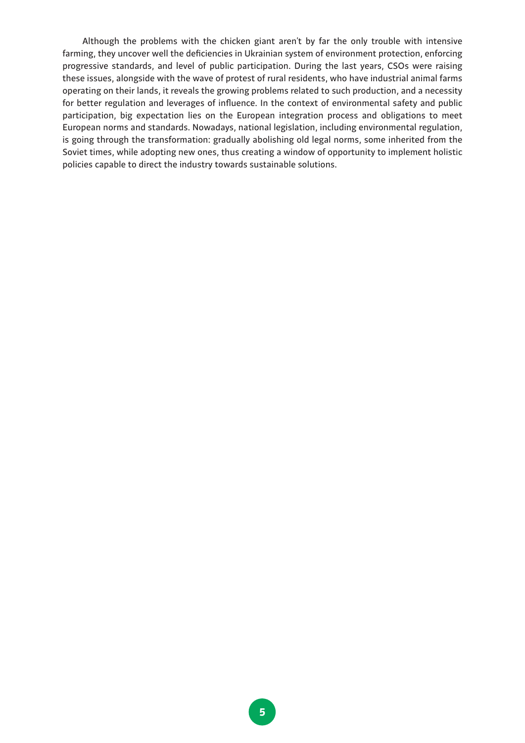Although the problems with the chicken giant aren't by far the only trouble with intensive farming, they uncover well the deficiencies in Ukrainian system of environment protection, enforcing progressive standards, and level of public participation. During the last years, CSOs were raising these issues, alongside with the wave of protest of rural residents, who have industrial animal farms operating on their lands, it reveals the growing problems related to such production, and a necessity for better regulation and leverages of influence. In the context of environmental safety and public participation, big expectation lies on the European integration process and obligations to meet European norms and standards. Nowadays, national legislation, including environmental regulation, is going through the transformation: gradually abolishing old legal norms, some inherited from the Soviet times, while adopting new ones, thus creating a window of opportunity to implement holistic policies capable to direct the industry towards sustainable solutions.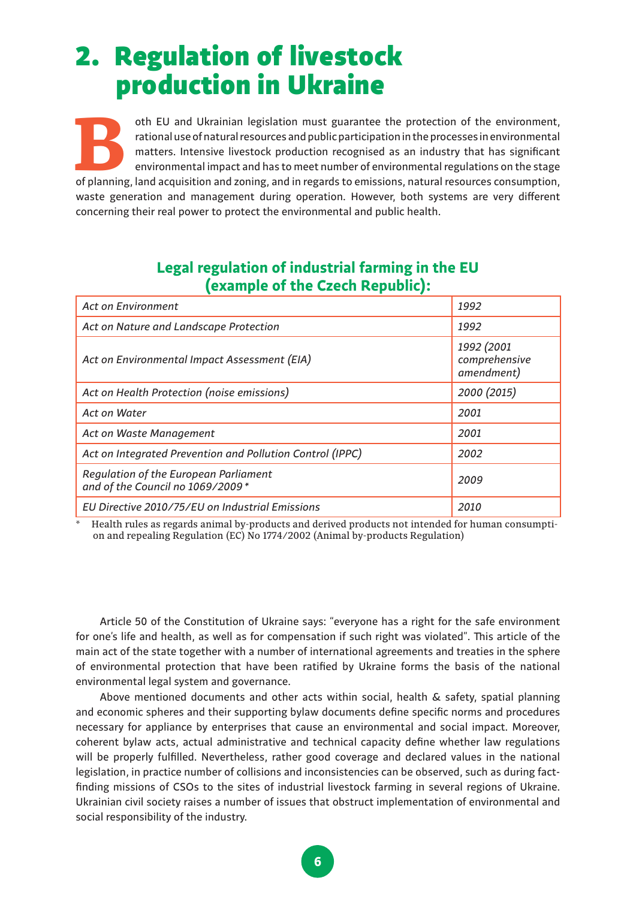# 2. Regulation of livestock production in Ukraine

Both EU and Ukrainian legislation must guarantee the protection of the environment, rational use of natural resources and public participation in the processes in environmental matters. Intensive livestock production recognised as an industry that has significant environmental impact and has to meet number of environmental regulations on the stage of planning, land acquisition and zoning, and in regards to emissions, natural resources consumption, waste generation and management during operation. However, both systems are very different concerning their real power to protect the environmental and public health.

### Legal regulation of industrial farming in the EU (example of the Czech Republic):

| | |
|---|---|
| *Act on Environment* | *1992* |
| *Act on Nature and Landscape Protection* | *1992* |
| *Act on Environmental Impact Assessment (EIA)* | *1992 (2001 comprehensive amendment)* |
| *Act on Health Protection (noise emissions)* | *2000 (2015)* |
| *Act on Water* | *2001* |
| *Act on Waste Management* | *2001* |
| *Act on Integrated Prevention and Pollution Control (IPPC)* | *2002* |
| *Regulation of the European Parliament and of the Council no 1069/2009 ** | *2009* |
| *EU Directive 2010/75/EU on Industrial Emissions* | *2010* |

\* Health rules as regards animal by-products and derived products not intended for human consumption and repealing Regulation (EC) No 1774/2002 (Animal by-products Regulation)

Article 50 of the Constitution of Ukraine says: "everyone has a right for the safe environment for one's life and health, as well as for compensation if such right was violated". This article of the main act of the state together with a number of international agreements and treaties in the sphere of environmental protection that have been ratified by Ukraine forms the basis of the national environmental legal system and governance.

Above mentioned documents and other acts within social, health & safety, spatial planning and economic spheres and their supporting bylaw documents define specific norms and procedures necessary for appliance by enterprises that cause an environmental and social impact. Moreover, coherent bylaw acts, actual administrative and technical capacity define whether law regulations will be properly fulfilled. Nevertheless, rather good coverage and declared values in the national legislation, in practice number of collisions and inconsistencies can be observed, such as during fact-finding missions of CSOs to the sites of industrial livestock farming in several regions of Ukraine. Ukrainian civil society raises a number of issues that obstruct implementation of environmental and social responsibility of the industry.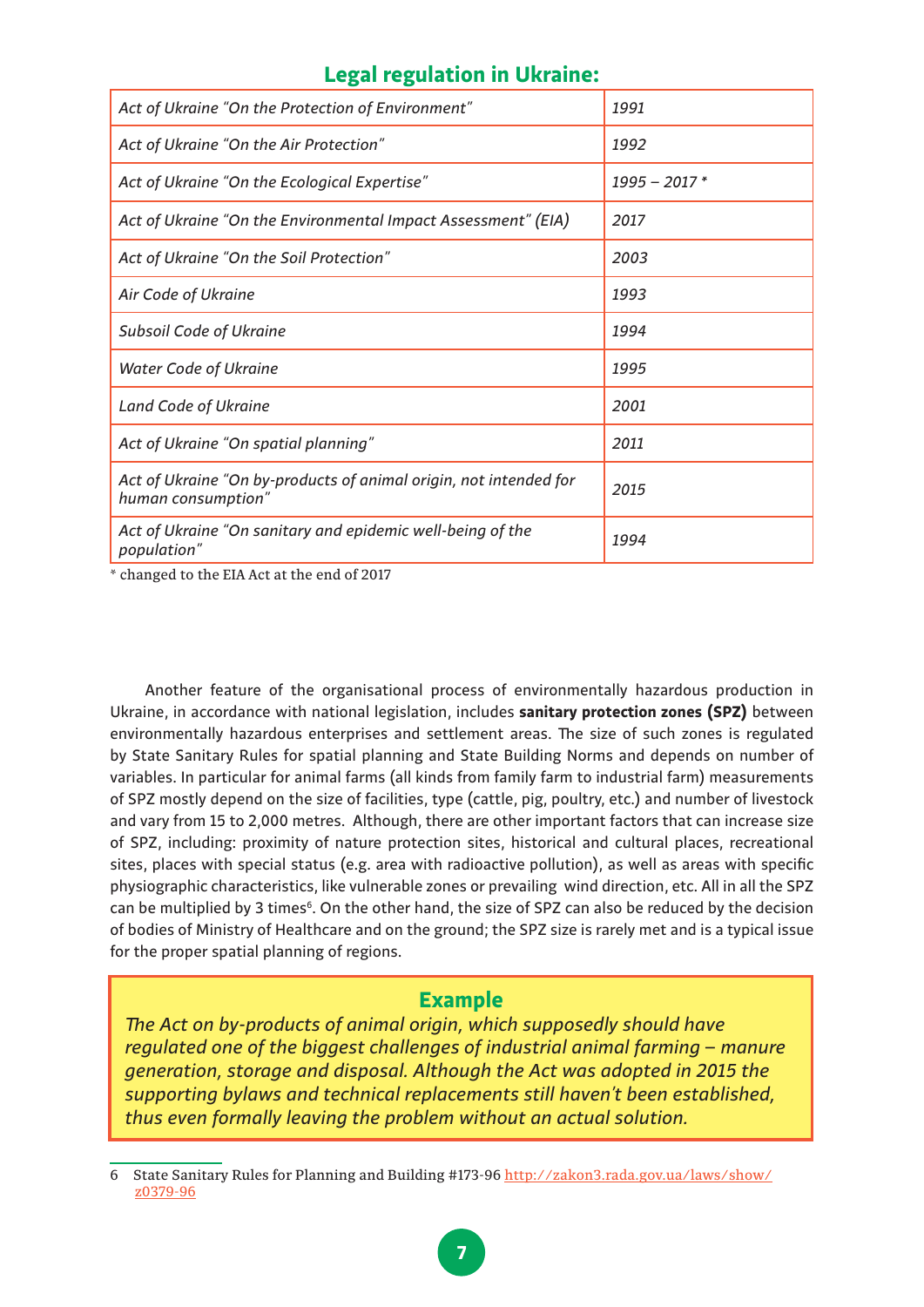## Legal regulation in Ukraine:

| Act | Year |
|---|---|
| *Act of Ukraine "On the Protection of Environment"* | *1991* |
| *Act of Ukraine "On the Air Protection"* | *1992* |
| *Act of Ukraine "On the Ecological Expertise"* | *1995 – 2017 \** |
| *Act of Ukraine "On the Environmental Impact Assessment" (EIA)* | *2017* |
| *Act of Ukraine "On the Soil Protection"* | *2003* |
| *Air Code of Ukraine* | *1993* |
| *Subsoil Code of Ukraine* | *1994* |
| *Water Code of Ukraine* | *1995* |
| *Land Code of Ukraine* | *2001* |
| *Act of Ukraine "On spatial planning"* | *2011* |
| *Act of Ukraine "On by-products of animal origin, not intended for human consumption"* | *2015* |
| *Act of Ukraine "On sanitary and epidemic well-being of the population"* | *1994* |

\* changed to the EIA Act at the end of 2017

Another feature of the organisational process of environmentally hazardous production in Ukraine, in accordance with national legislation, includes **sanitary protection zones (SPZ)** between environmentally hazardous enterprises and settlement areas. The size of such zones is regulated by State Sanitary Rules for spatial planning and State Building Norms and depends on number of variables. In particular for animal farms (all kinds from family farm to industrial farm) measurements of SPZ mostly depend on the size of facilities, type (cattle, pig, poultry, etc.) and number of livestock and vary from 15 to 2,000 metres. Although, there are other important factors that can increase size of SPZ, including: proximity of nature protection sites, historical and cultural places, recreational sites, places with special status (e.g. area with radioactive pollution), as well as areas with specific physiographic characteristics, like vulnerable zones or prevailing wind direction, etc. All in all the SPZ can be multiplied by 3 times[6]. On the other hand, the size of SPZ can also be reduced by the decision of bodies of Ministry of Healthcare and on the ground; the SPZ size is rarely met and is a typical issue for the proper spatial planning of regions.

> **Example**
>
> *The Act on by-products of animal origin, which supposedly should have regulated one of the biggest challenges of industrial animal farming – manure generation, storage and disposal. Although the Act was adopted in 2015 the supporting bylaws and technical replacements still haven't been established, thus even formally leaving the problem without an actual solution.*

6 State Sanitary Rules for Planning and Building #173-96 http://zakon3.rada.gov.ua/laws/show/z0379-96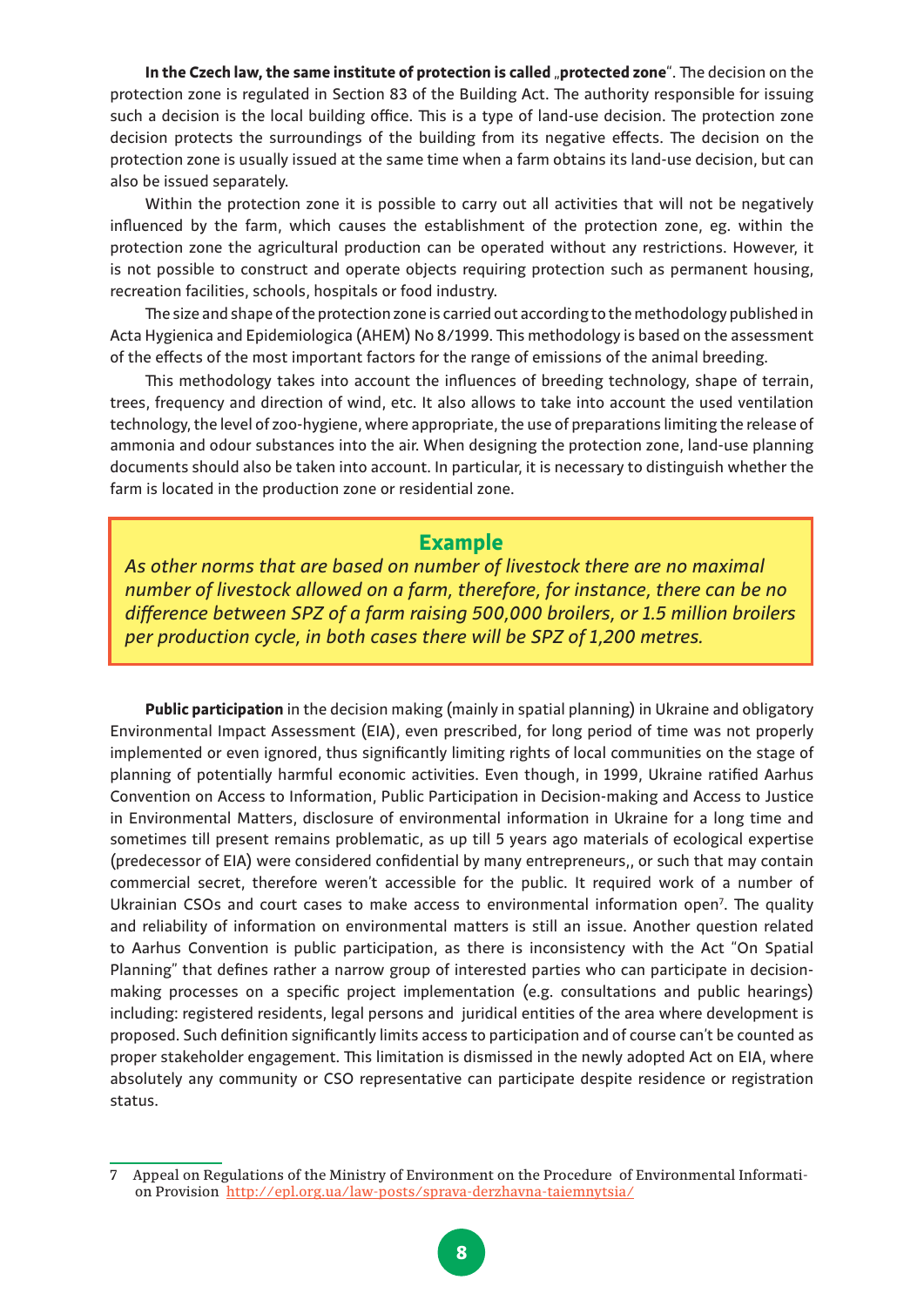**In the Czech law, the same institute of protection is called „protected zone**". The decision on the protection zone is regulated in Section 83 of the Building Act. The authority responsible for issuing such a decision is the local building office. This is a type of land-use decision. The protection zone decision protects the surroundings of the building from its negative effects. The decision on the protection zone is usually issued at the same time when a farm obtains its land-use decision, but can also be issued separately.

Within the protection zone it is possible to carry out all activities that will not be negatively influenced by the farm, which causes the establishment of the protection zone, eg. within the protection zone the agricultural production can be operated without any restrictions. However, it is not possible to construct and operate objects requiring protection such as permanent housing, recreation facilities, schools, hospitals or food industry.

The size and shape of the protection zone is carried out according to the methodology published in Acta Hygienica and Epidemiologica (AHEM) No 8/1999. This methodology is based on the assessment of the effects of the most important factors for the range of emissions of the animal breeding.

This methodology takes into account the influences of breeding technology, shape of terrain, trees, frequency and direction of wind, etc. It also allows to take into account the used ventilation technology, the level of zoo-hygiene, where appropriate, the use of preparations limiting the release of ammonia and odour substances into the air. When designing the protection zone, land-use planning documents should also be taken into account. In particular, it is necessary to distinguish whether the farm is located in the production zone or residential zone.

**Example**

*As other norms that are based on number of livestock there are no maximal number of livestock allowed on a farm, therefore, for instance, there can be no difference between SPZ of a farm raising 500,000 broilers, or 1.5 million broilers per production cycle, in both cases there will be SPZ of 1,200 metres.*

**Public participation** in the decision making (mainly in spatial planning) in Ukraine and obligatory Environmental Impact Assessment (EIA), even prescribed, for long period of time was not properly implemented or even ignored, thus significantly limiting rights of local communities on the stage of planning of potentially harmful economic activities. Even though, in 1999, Ukraine ratified Aarhus Convention on Access to Information, Public Participation in Decision-making and Access to Justice in Environmental Matters, disclosure of environmental information in Ukraine for a long time and sometimes till present remains problematic, as up till 5 years ago materials of ecological expertise (predecessor of EIA) were considered confidential by many entrepreneurs,, or such that may contain commercial secret, therefore weren't accessible for the public. It required work of a number of Ukrainian CSOs and court cases to make access to environmental information open[7]. The quality and reliability of information on environmental matters is still an issue. Another question related to Aarhus Convention is public participation, as there is inconsistency with the Act "On Spatial Planning" that defines rather a narrow group of interested parties who can participate in decision-making processes on a specific project implementation (e.g. consultations and public hearings) including: registered residents, legal persons and juridical entities of the area where development is proposed. Such definition significantly limits access to participation and of course can't be counted as proper stakeholder engagement. This limitation is dismissed in the newly adopted Act on EIA, where absolutely any community or CSO representative can participate despite residence or registration status.

---

7 Appeal on Regulations of the Ministry of Environment on the Procedure of Environmental Information Provision http://epl.org.ua/law-posts/sprava-derzhavna-taiemnytsia/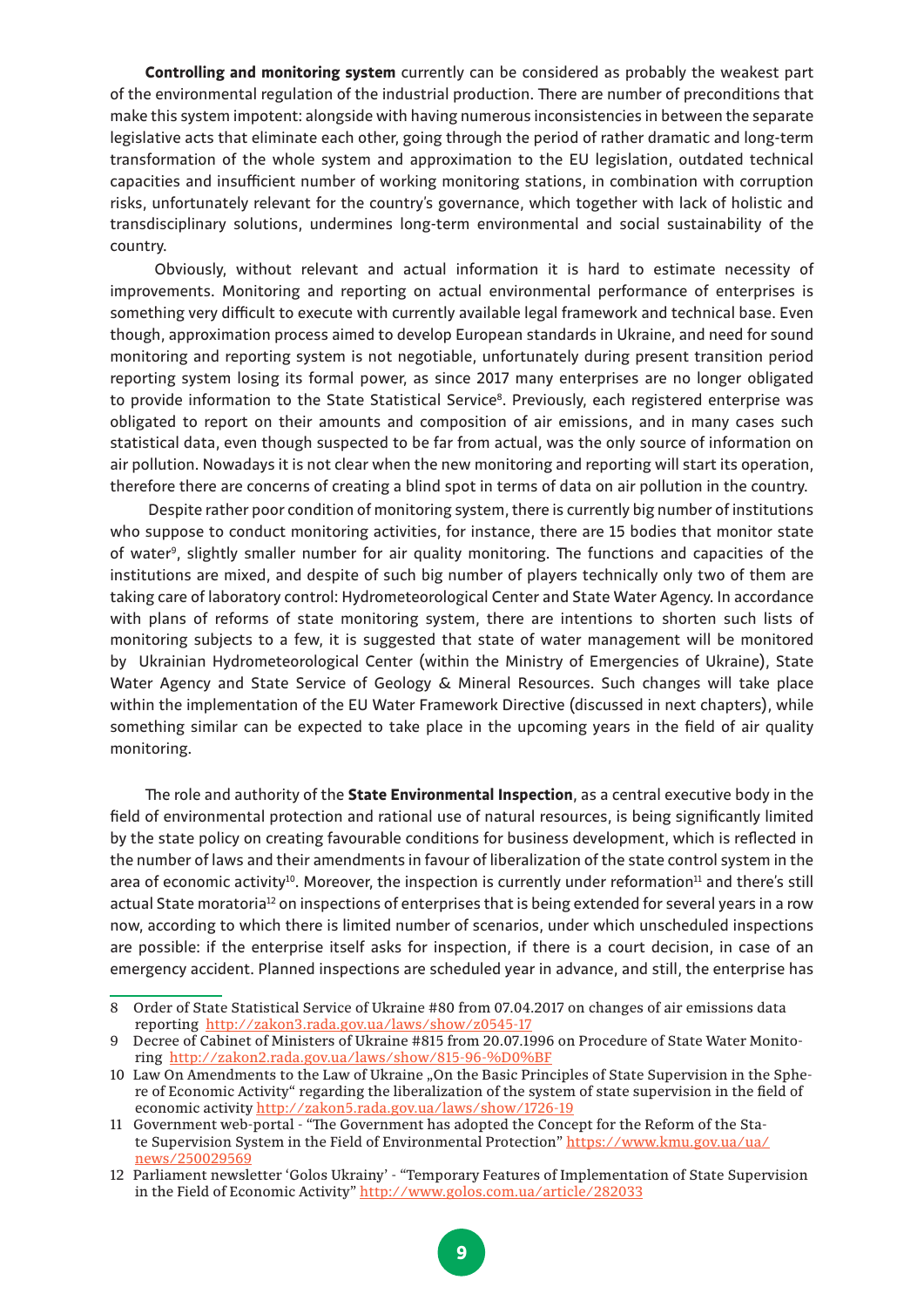**Controlling and monitoring system** currently can be considered as probably the weakest part of the environmental regulation of the industrial production. There are number of preconditions that make this system impotent: alongside with having numerous inconsistencies in between the separate legislative acts that eliminate each other, going through the period of rather dramatic and long-term transformation of the whole system and approximation to the EU legislation, outdated technical capacities and insufficient number of working monitoring stations, in combination with corruption risks, unfortunately relevant for the country's governance, which together with lack of holistic and transdisciplinary solutions, undermines long-term environmental and social sustainability of the country.

Obviously, without relevant and actual information it is hard to estimate necessity of improvements. Monitoring and reporting on actual environmental performance of enterprises is something very difficult to execute with currently available legal framework and technical base. Even though, approximation process aimed to develop European standards in Ukraine, and need for sound monitoring and reporting system is not negotiable, unfortunately during present transition period reporting system losing its formal power, as since 2017 many enterprises are no longer obligated to provide information to the State Statistical Service[8]. Previously, each registered enterprise was obligated to report on their amounts and composition of air emissions, and in many cases such statistical data, even though suspected to be far from actual, was the only source of information on air pollution. Nowadays it is not clear when the new monitoring and reporting will start its operation, therefore there are concerns of creating a blind spot in terms of data on air pollution in the country.

Despite rather poor condition of monitoring system, there is currently big number of institutions who suppose to conduct monitoring activities, for instance, there are 15 bodies that monitor state of water[9], slightly smaller number for air quality monitoring. The functions and capacities of the institutions are mixed, and despite of such big number of players technically only two of them are taking care of laboratory control: Hydrometeorological Center and State Water Agency. In accordance with plans of reforms of state monitoring system, there are intentions to shorten such lists of monitoring subjects to a few, it is suggested that state of water management will be monitored by Ukrainian Hydrometeorological Center (within the Ministry of Emergencies of Ukraine), State Water Agency and State Service of Geology & Mineral Resources. Such changes will take place within the implementation of the EU Water Framework Directive (discussed in next chapters), while something similar can be expected to take place in the upcoming years in the field of air quality monitoring.

The role and authority of the **State Environmental Inspection**, as a central executive body in the field of environmental protection and rational use of natural resources, is being significantly limited by the state policy on creating favourable conditions for business development, which is reflected in the number of laws and their amendments in favour of liberalization of the state control system in the area of economic activity[10]. Moreover, the inspection is currently under reformation[11] and there's still actual State moratoria[12] on inspections of enterprises that is being extended for several years in a row now, according to which there is limited number of scenarios, under which unscheduled inspections are possible: if the enterprise itself asks for inspection, if there is a court decision, in case of an emergency accident. Planned inspections are scheduled year in advance, and still, the enterprise has

---

8 Order of State Statistical Service of Ukraine #80 from 07.04.2017 on changes of air emissions data reporting http://zakon3.rada.gov.ua/laws/show/z0545-17

9 Decree of Cabinet of Ministers of Ukraine #815 from 20.07.1996 on Procedure of State Water Monitoring http://zakon2.rada.gov.ua/laws/show/815-96-%D0%BF

10 Law On Amendments to the Law of Ukraine „On the Basic Principles of State Supervision in the Sphere of Economic Activity" regarding the liberalization of the system of state supervision in the field of economic activity http://zakon5.rada.gov.ua/laws/show/1726-19

11 Government web-portal - "The Government has adopted the Concept for the Reform of the State Supervision System in the Field of Environmental Protection" https://www.kmu.gov.ua/ua/news/250029569

12 Parliament newsletter 'Golos Ukrainy' - "Temporary Features of Implementation of State Supervision in the Field of Economic Activity" http://www.golos.com.ua/article/282033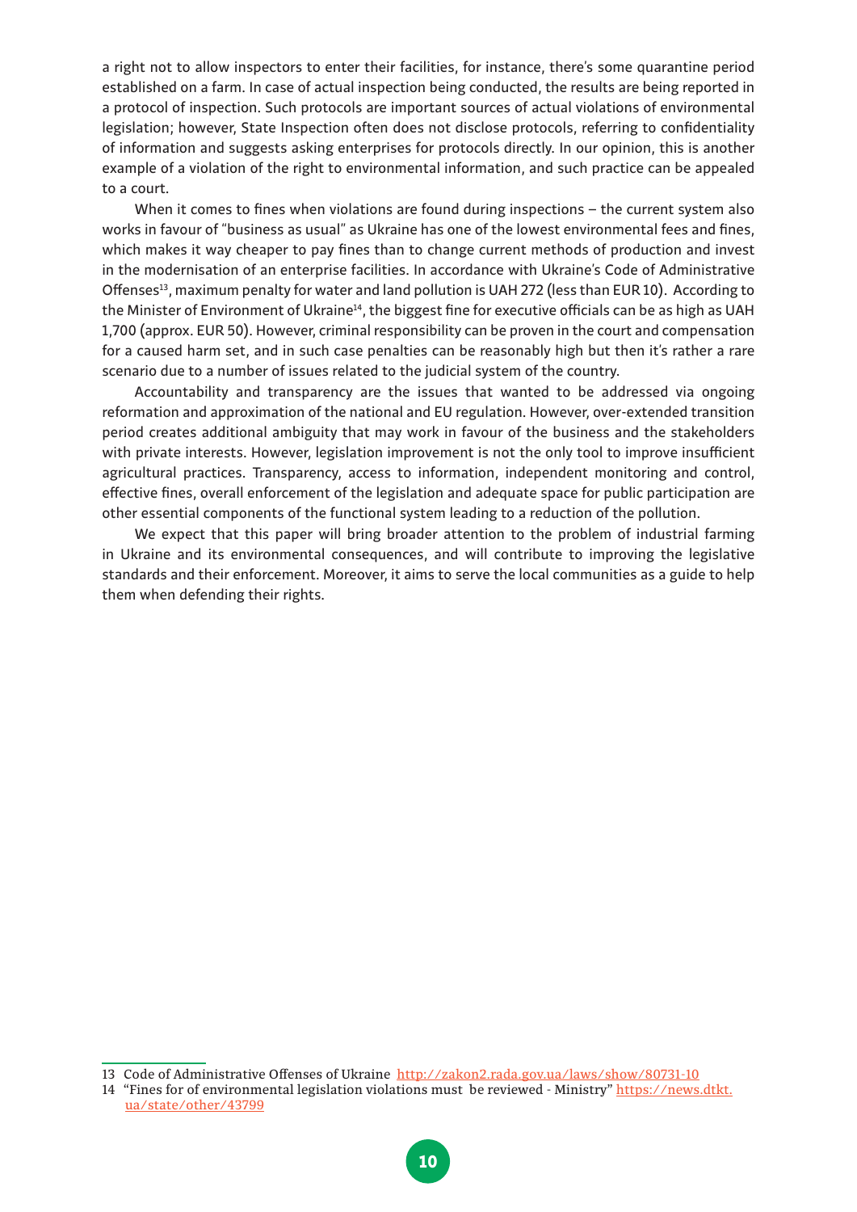a right not to allow inspectors to enter their facilities, for instance, there's some quarantine period established on a farm. In case of actual inspection being conducted, the results are being reported in a protocol of inspection. Such protocols are important sources of actual violations of environmental legislation; however, State Inspection often does not disclose protocols, referring to confidentiality of information and suggests asking enterprises for protocols directly. In our opinion, this is another example of a violation of the right to environmental information, and such practice can be appealed to a court.

When it comes to fines when violations are found during inspections – the current system also works in favour of "business as usual" as Ukraine has one of the lowest environmental fees and fines, which makes it way cheaper to pay fines than to change current methods of production and invest in the modernisation of an enterprise facilities. In accordance with Ukraine's Code of Administrative Offenses[13], maximum penalty for water and land pollution is UAH 272 (less than EUR 10). According to the Minister of Environment of Ukraine[14], the biggest fine for executive officials can be as high as UAH 1,700 (approx. EUR 50). However, criminal responsibility can be proven in the court and compensation for a caused harm set, and in such case penalties can be reasonably high but then it's rather a rare scenario due to a number of issues related to the judicial system of the country.

Accountability and transparency are the issues that wanted to be addressed via ongoing reformation and approximation of the national and EU regulation. However, over-extended transition period creates additional ambiguity that may work in favour of the business and the stakeholders with private interests. However, legislation improvement is not the only tool to improve insufficient agricultural practices. Transparency, access to information, independent monitoring and control, effective fines, overall enforcement of the legislation and adequate space for public participation are other essential components of the functional system leading to a reduction of the pollution.

We expect that this paper will bring broader attention to the problem of industrial farming in Ukraine and its environmental consequences, and will contribute to improving the legislative standards and their enforcement. Moreover, it aims to serve the local communities as a guide to help them when defending their rights.

---

13 Code of Administrative Offenses of Ukraine http://zakon2.rada.gov.ua/laws/show/80731-10

14 "Fines for of environmental legislation violations must be reviewed - Ministry" https://news.dtkt.ua/state/other/43799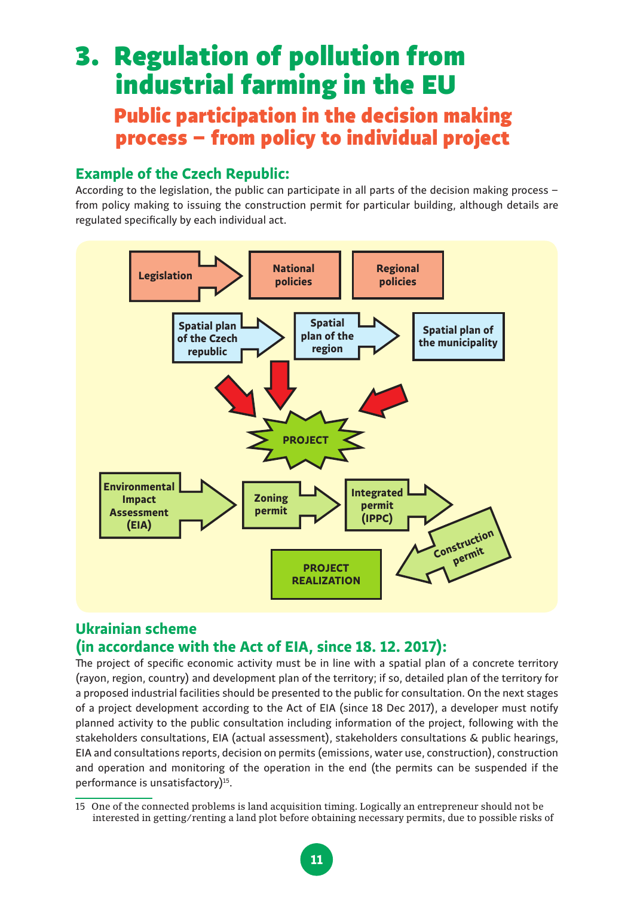# 3. Regulation of pollution from industrial farming in the EU

## Public participation in the decision making process – from policy to individual project

### Example of the Czech Republic:

According to the legislation, the public can participate in all parts of the decision making process – from policy making to issuing the construction permit for particular building, although details are regulated specifically by each individual act.

Legislation → National policies | Regional policies

Spatial plan of the Czech republic → Spatial plan of the region → Spatial plan of the municipality

PROJECT

Environmental Impact Assessment (EIA) → Zoning permit → Integrated permit (IPPC) → Construction permit → PROJECT REALIZATION

### Ukrainian scheme (in accordance with the Act of EIA, since 18. 12. 2017):

The project of specific economic activity must be in line with a spatial plan of a concrete territory (rayon, region, country) and development plan of the territory; if so, detailed plan of the territory for a proposed industrial facilities should be presented to the public for consultation. On the next stages of a project development according to the Act of EIA (since 18 Dec 2017), a developer must notify planned activity to the public consultation including information of the project, following with the stakeholders consultations, EIA (actual assessment), stakeholders consultations & public hearings, EIA and consultations reports, decision on permits (emissions, water use, construction), construction and operation and monitoring of the operation in the end (the permits can be suspended if the performance is unsatisfactory)[15].

15 One of the connected problems is land acquisition timing. Logically an entrepreneur should not be interested in getting/renting a land plot before obtaining necessary permits, due to possible risks of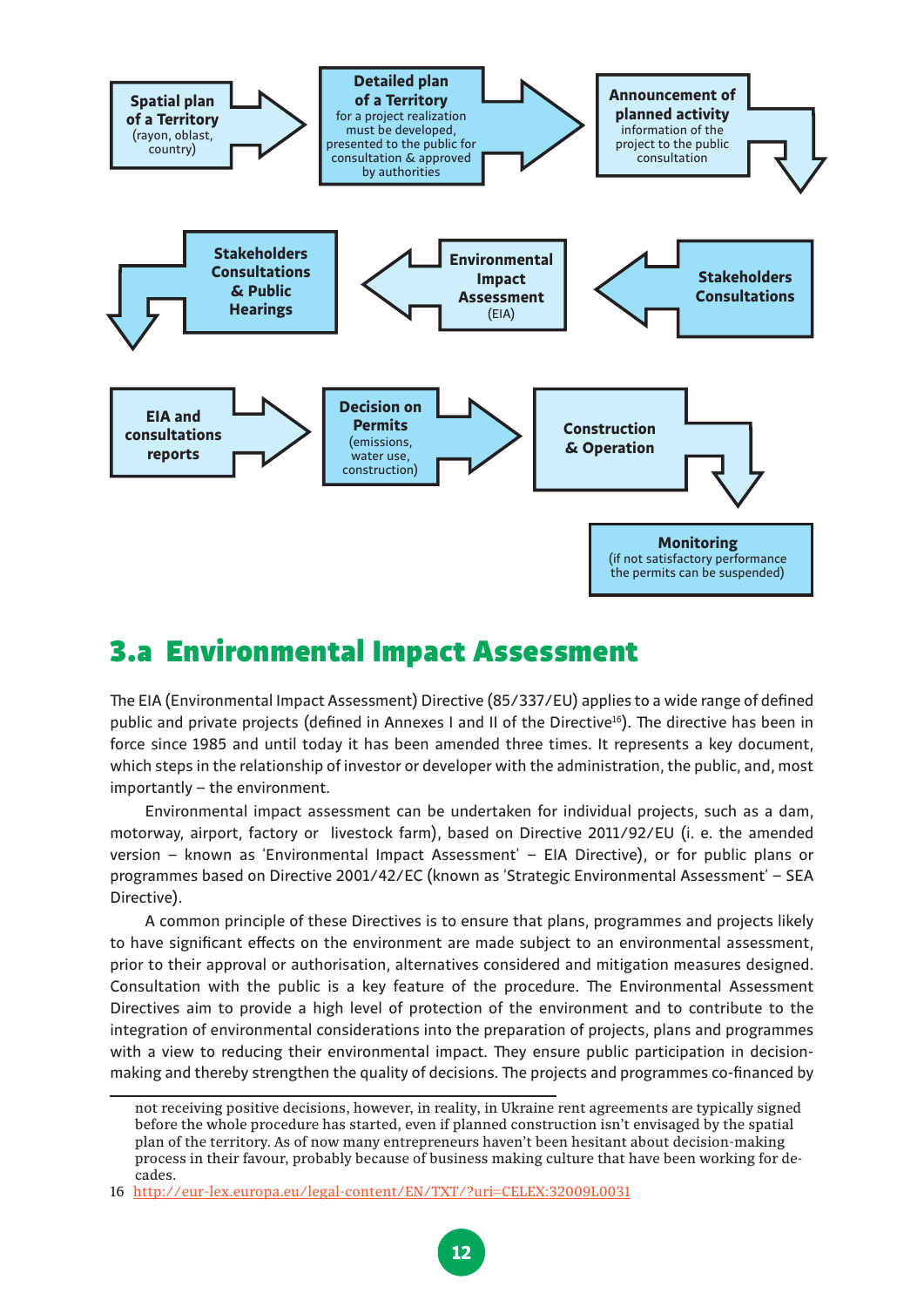**Spatial plan of a Territory** (rayon, oblast, country)

**Detailed plan of a Territory** for a project realization must be developed, presented to the public for consultation & approved by authorities

**Announcement of planned activity** information of the project to the public consultation

**Stakeholders Consultations**

**Environmental Impact Assessment** (EIA)

**Stakeholders Consultations & Public Hearings**

**EIA and consultations reports**

**Decision on Permits** (emissions, water use, construction)

**Construction & Operation**

**Monitoring** (if not satisfactory performance the permits can be suspended)

## 3.a Environmental Impact Assessment

The EIA (Environmental Impact Assessment) Directive (85/337/EU) applies to a wide range of defined public and private projects (defined in Annexes I and II of the Directive[16]). The directive has been in force since 1985 and until today it has been amended three times. It represents a key document, which steps in the relationship of investor or developer with the administration, the public, and, most importantly – the environment.

Environmental impact assessment can be undertaken for individual projects, such as a dam, motorway, airport, factory or livestock farm), based on Directive 2011/92/EU (i. e. the amended version – known as 'Environmental Impact Assessment' – EIA Directive), or for public plans or programmes based on Directive 2001/42/EC (known as 'Strategic Environmental Assessment' – SEA Directive).

A common principle of these Directives is to ensure that plans, programmes and projects likely to have significant effects on the environment are made subject to an environmental assessment, prior to their approval or authorisation, alternatives considered and mitigation measures designed. Consultation with the public is a key feature of the procedure. The Environmental Assessment Directives aim to provide a high level of protection of the environment and to contribute to the integration of environmental considerations into the preparation of projects, plans and programmes with a view to reducing their environmental impact. They ensure public participation in decision-making and thereby strengthen the quality of decisions. The projects and programmes co-financed by

---

not receiving positive decisions, however, in reality, in Ukraine rent agreements are typically signed before the whole procedure has started, even if planned construction isn't envisaged by the spatial plan of the territory. As of now many entrepreneurs haven't been hesitant about decision-making process in their favour, probably because of business making culture that have been working for decades.

16 http://eur-lex.europa.eu/legal-content/EN/TXT/?uri=CELEX:32009L0031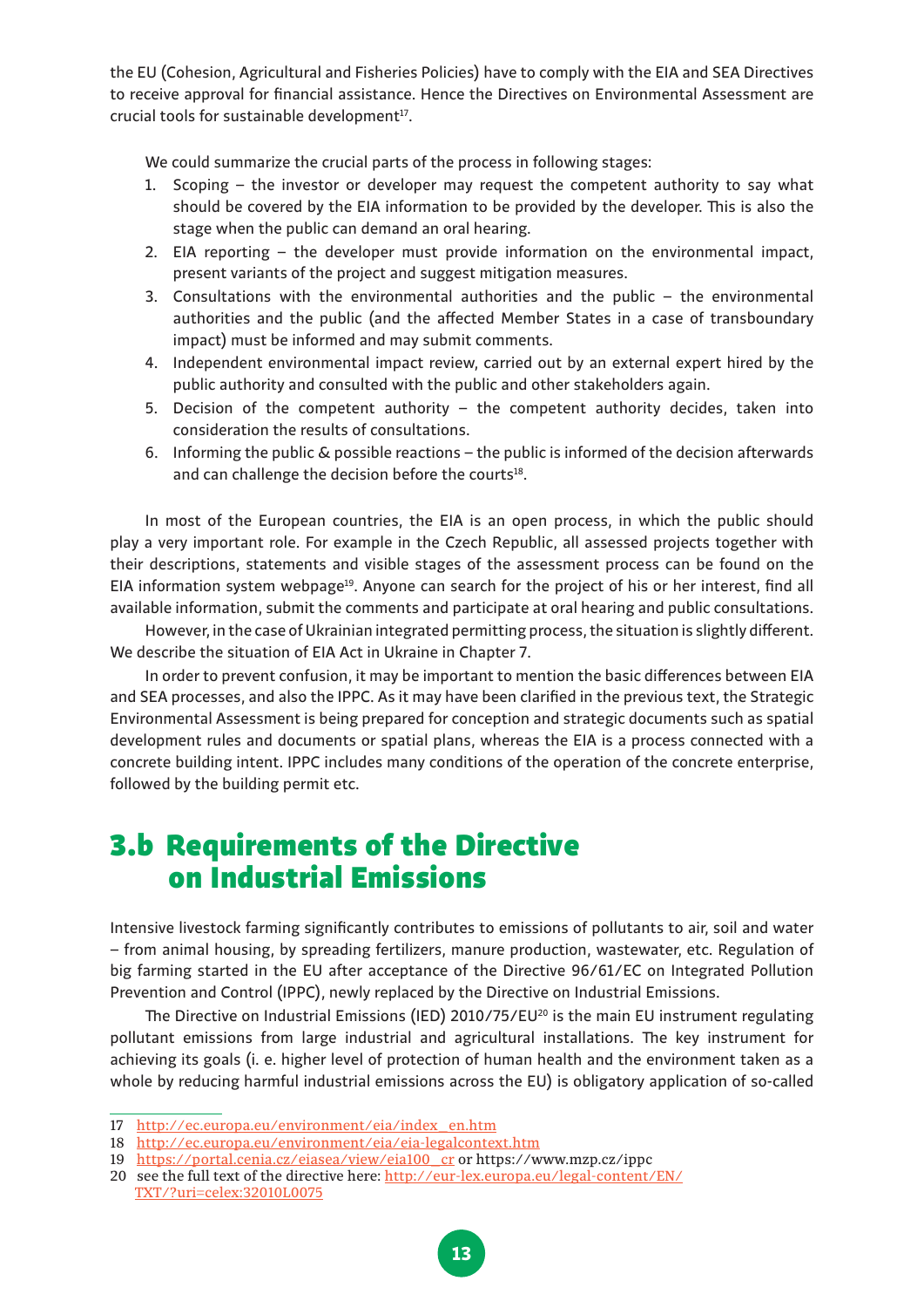the EU (Cohesion, Agricultural and Fisheries Policies) have to comply with the EIA and SEA Directives to receive approval for financial assistance. Hence the Directives on Environmental Assessment are crucial tools for sustainable development[17].

We could summarize the crucial parts of the process in following stages:

1. Scoping – the investor or developer may request the competent authority to say what should be covered by the EIA information to be provided by the developer. This is also the stage when the public can demand an oral hearing.
2. EIA reporting – the developer must provide information on the environmental impact, present variants of the project and suggest mitigation measures.
3. Consultations with the environmental authorities and the public – the environmental authorities and the public (and the affected Member States in a case of transboundary impact) must be informed and may submit comments.
4. Independent environmental impact review, carried out by an external expert hired by the public authority and consulted with the public and other stakeholders again.
5. Decision of the competent authority – the competent authority decides, taken into consideration the results of consultations.
6. Informing the public & possible reactions – the public is informed of the decision afterwards and can challenge the decision before the courts[18].

In most of the European countries, the EIA is an open process, in which the public should play a very important role. For example in the Czech Republic, all assessed projects together with their descriptions, statements and visible stages of the assessment process can be found on the EIA information system webpage[19]. Anyone can search for the project of his or her interest, find all available information, submit the comments and participate at oral hearing and public consultations.

However, in the case of Ukrainian integrated permitting process, the situation is slightly different. We describe the situation of EIA Act in Ukraine in Chapter 7.

In order to prevent confusion, it may be important to mention the basic differences between EIA and SEA processes, and also the IPPC. As it may have been clarified in the previous text, the Strategic Environmental Assessment is being prepared for conception and strategic documents such as spatial development rules and documents or spatial plans, whereas the EIA is a process connected with a concrete building intent. IPPC includes many conditions of the operation of the concrete enterprise, followed by the building permit etc.

## 3.b Requirements of the Directive on Industrial Emissions

Intensive livestock farming significantly contributes to emissions of pollutants to air, soil and water – from animal housing, by spreading fertilizers, manure production, wastewater, etc. Regulation of big farming started in the EU after acceptance of the Directive 96/61/EC on Integrated Pollution Prevention and Control (IPPC), newly replaced by the Directive on Industrial Emissions.

The Directive on Industrial Emissions (IED) 2010/75/EU[20] is the main EU instrument regulating pollutant emissions from large industrial and agricultural installations. The key instrument for achieving its goals (i. e. higher level of protection of human health and the environment taken as a whole by reducing harmful industrial emissions across the EU) is obligatory application of so-called

---

17 http://ec.europa.eu/environment/eia/index_en.htm

18 http://ec.europa.eu/environment/eia/eia-legalcontext.htm

19 https://portal.cenia.cz/eiasea/view/eia100_cr or https://www.mzp.cz/ippc

20 see the full text of the directive here: http://eur-lex.europa.eu/legal-content/EN/TXT/?uri=celex:32010L0075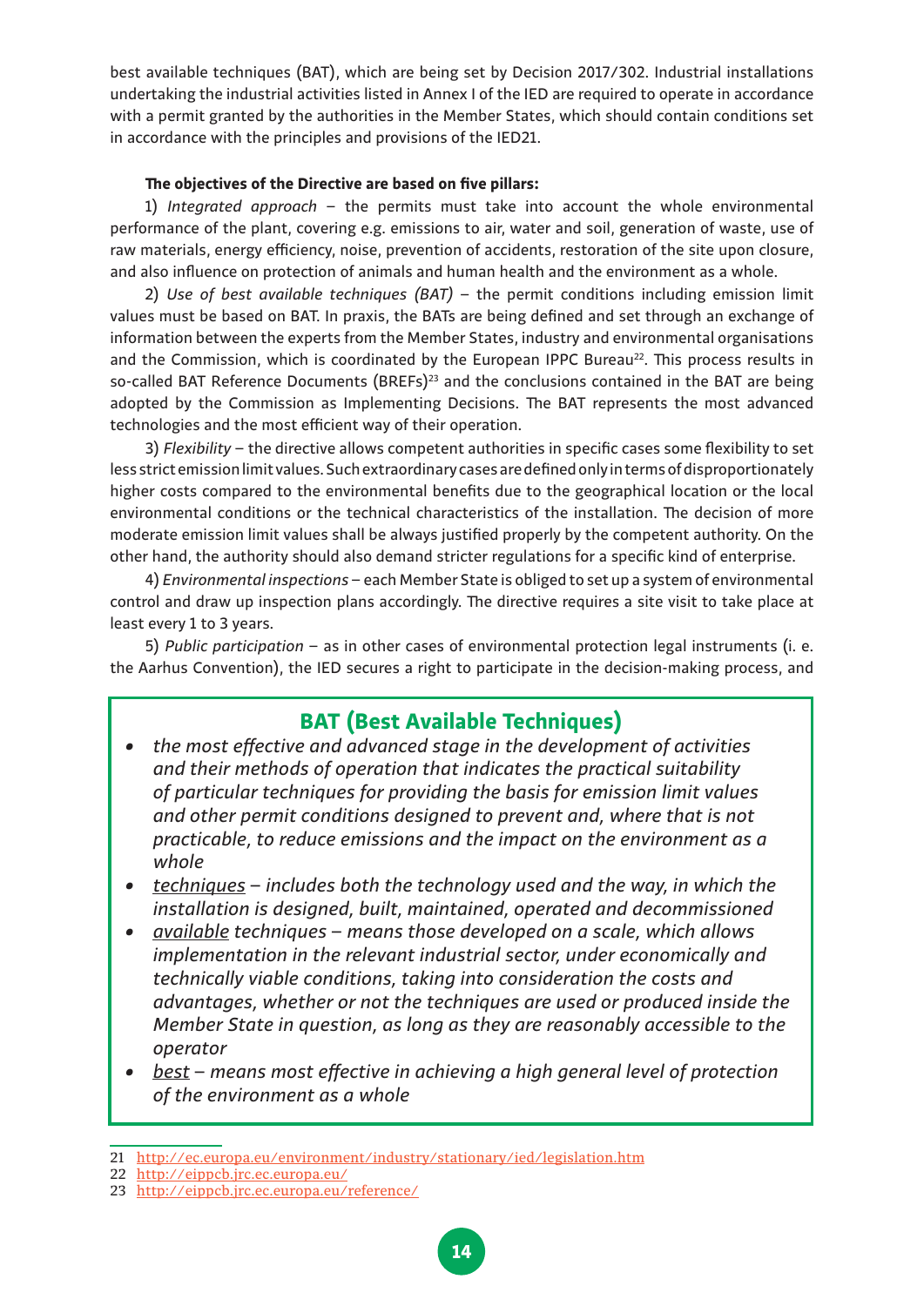best available techniques (BAT), which are being set by Decision 2017/302. Industrial installations undertaking the industrial activities listed in Annex I of the IED are required to operate in accordance with a permit granted by the authorities in the Member States, which should contain conditions set in accordance with the principles and provisions of the IED21.

**The objectives of the Directive are based on five pillars:**

1) *Integrated approach* – the permits must take into account the whole environmental performance of the plant, covering e.g. emissions to air, water and soil, generation of waste, use of raw materials, energy efficiency, noise, prevention of accidents, restoration of the site upon closure, and also influence on protection of animals and human health and the environment as a whole.

2) *Use of best available techniques (BAT)* – the permit conditions including emission limit values must be based on BAT. In praxis, the BATs are being defined and set through an exchange of information between the experts from the Member States, industry and environmental organisations and the Commission, which is coordinated by the European IPPC Bureau[22]. This process results in so-called BAT Reference Documents (BREFs)[23] and the conclusions contained in the BAT are being adopted by the Commission as Implementing Decisions. The BAT represents the most advanced technologies and the most efficient way of their operation.

3) *Flexibility* – the directive allows competent authorities in specific cases some flexibility to set less strict emission limit values. Such extraordinary cases are defined only in terms of disproportionately higher costs compared to the environmental benefits due to the geographical location or the local environmental conditions or the technical characteristics of the installation. The decision of more moderate emission limit values shall be always justified properly by the competent authority. On the other hand, the authority should also demand stricter regulations for a specific kind of enterprise.

4) *Environmental inspections* – each Member State is obliged to set up a system of environmental control and draw up inspection plans accordingly. The directive requires a site visit to take place at least every 1 to 3 years.

5) *Public participation* – as in other cases of environmental protection legal instruments (i. e. the Aarhus Convention), the IED secures a right to participate in the decision-making process, and

## BAT (Best Available Techniques)

- *the most effective and advanced stage in the development of activities and their methods of operation that indicates the practical suitability of particular techniques for providing the basis for emission limit values and other permit conditions designed to prevent and, where that is not practicable, to reduce emissions and the impact on the environment as a whole*
- *techniques – includes both the technology used and the way, in which the installation is designed, built, maintained, operated and decommissioned*
- *available techniques – means those developed on a scale, which allows implementation in the relevant industrial sector, under economically and technically viable conditions, taking into consideration the costs and advantages, whether or not the techniques are used or produced inside the Member State in question, as long as they are reasonably accessible to the operator*
- *best – means most effective in achieving a high general level of protection of the environment as a whole*

---

21 http://ec.europa.eu/environment/industry/stationary/ied/legislation.htm

22 http://eippcb.jrc.ec.europa.eu/

23 http://eippcb.jrc.ec.europa.eu/reference/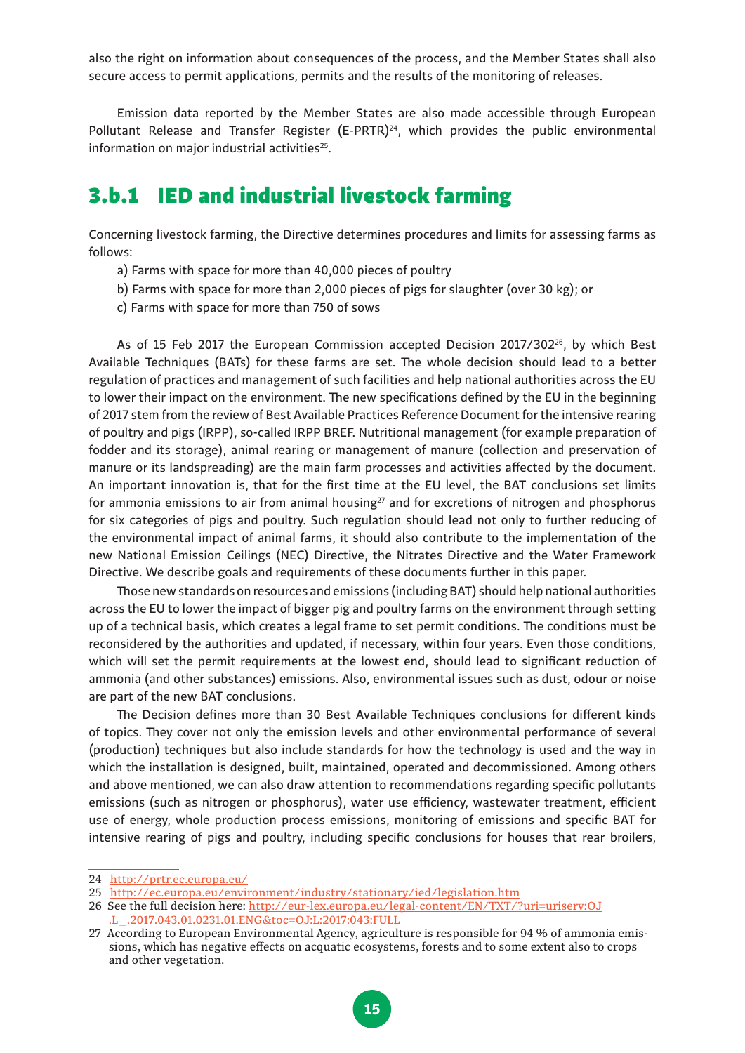also the right on information about consequences of the process, and the Member States shall also secure access to permit applications, permits and the results of the monitoring of releases.

Emission data reported by the Member States are also made accessible through European Pollutant Release and Transfer Register (E-PRTR)[24], which provides the public environmental information on major industrial activities[25].

## 3.b.1 IED and industrial livestock farming

Concerning livestock farming, the Directive determines procedures and limits for assessing farms as follows:

a) Farms with space for more than 40,000 pieces of poultry
b) Farms with space for more than 2,000 pieces of pigs for slaughter (over 30 kg); or
c) Farms with space for more than 750 of sows

As of 15 Feb 2017 the European Commission accepted Decision 2017/302[26], by which Best Available Techniques (BATs) for these farms are set. The whole decision should lead to a better regulation of practices and management of such facilities and help national authorities across the EU to lower their impact on the environment. The new specifications defined by the EU in the beginning of 2017 stem from the review of Best Available Practices Reference Document for the intensive rearing of poultry and pigs (IRPP), so-called IRPP BREF. Nutritional management (for example preparation of fodder and its storage), animal rearing or management of manure (collection and preservation of manure or its landspreading) are the main farm processes and activities affected by the document. An important innovation is, that for the first time at the EU level, the BAT conclusions set limits for ammonia emissions to air from animal housing[27] and for excretions of nitrogen and phosphorus for six categories of pigs and poultry. Such regulation should lead not only to further reducing of the environmental impact of animal farms, it should also contribute to the implementation of the new National Emission Ceilings (NEC) Directive, the Nitrates Directive and the Water Framework Directive. We describe goals and requirements of these documents further in this paper.

Those new standards on resources and emissions (including BAT) should help national authorities across the EU to lower the impact of bigger pig and poultry farms on the environment through setting up of a technical basis, which creates a legal frame to set permit conditions. The conditions must be reconsidered by the authorities and updated, if necessary, within four years. Even those conditions, which will set the permit requirements at the lowest end, should lead to significant reduction of ammonia (and other substances) emissions. Also, environmental issues such as dust, odour or noise are part of the new BAT conclusions.

The Decision defines more than 30 Best Available Techniques conclusions for different kinds of topics. They cover not only the emission levels and other environmental performance of several (production) techniques but also include standards for how the technology is used and the way in which the installation is designed, built, maintained, operated and decommissioned. Among others and above mentioned, we can also draw attention to recommendations regarding specific pollutants emissions (such as nitrogen or phosphorus), water use efficiency, wastewater treatment, efficient use of energy, whole production process emissions, monitoring of emissions and specific BAT for intensive rearing of pigs and poultry, including specific conclusions for houses that rear broilers,

---

24 http://prtr.ec.europa.eu/

25 http://ec.europa.eu/environment/industry/stationary/ied/legislation.htm

26 See the full decision here: http://eur-lex.europa.eu/legal-content/EN/TXT/?uri=uriserv:OJ.L_.2017.043.01.0231.01.ENG&toc=OJ:L:2017:043:FULL

27 According to European Environmental Agency, agriculture is responsible for 94 % of ammonia emissions, which has negative effects on acquatic ecosystems, forests and to some extent also to crops and other vegetation.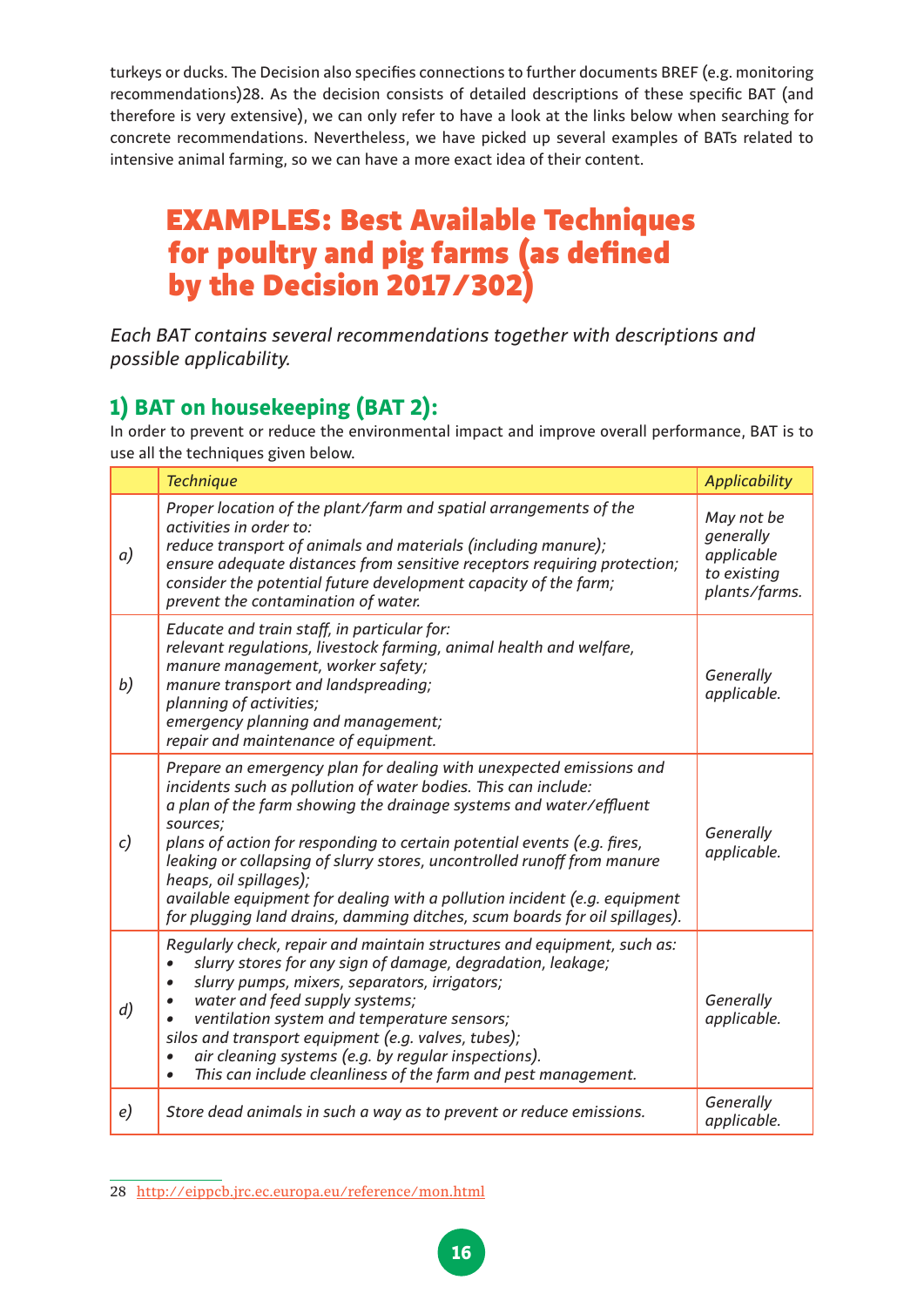turkeys or ducks. The Decision also specifies connections to further documents BREF (e.g. monitoring recommendations)[28]. As the decision consists of detailed descriptions of these specific BAT (and therefore is very extensive), we can only refer to have a look at the links below when searching for concrete recommendations. Nevertheless, we have picked up several examples of BATs related to intensive animal farming, so we can have a more exact idea of their content.

# EXAMPLES: Best Available Techniques for poultry and pig farms (as defined by the Decision 2017/302)

*Each BAT contains several recommendations together with descriptions and possible applicability.*

## 1) BAT on housekeeping (BAT 2):

In order to prevent or reduce the environmental impact and improve overall performance, BAT is to use all the techniques given below.

| | *Technique* | *Applicability* |
|---|---|---|
| *a)* | *Proper location of the plant/farm and spatial arrangements of the activities in order to:*<br>*reduce transport of animals and materials (including manure);*<br>*ensure adequate distances from sensitive receptors requiring protection;*<br>*consider the potential future development capacity of the farm;*<br>*prevent the contamination of water.* | *May not be generally applicable to existing plants/farms.* |
| *b)* | *Educate and train staff, in particular for:*<br>*relevant regulations, livestock farming, animal health and welfare, manure management, worker safety;*<br>*manure transport and landspreading;*<br>*planning of activities;*<br>*emergency planning and management;*<br>*repair and maintenance of equipment.* | *Generally applicable.* |
| *c)* | *Prepare an emergency plan for dealing with unexpected emissions and incidents such as pollution of water bodies. This can include:*<br>*a plan of the farm showing the drainage systems and water/effluent sources;*<br>*plans of action for responding to certain potential events (e.g. fires, leaking or collapsing of slurry stores, uncontrolled runoff from manure heaps, oil spillages);*<br>*available equipment for dealing with a pollution incident (e.g. equipment for plugging land drains, damming ditches, scum boards for oil spillages).* | *Generally applicable.* |
| *d)* | *Regularly check, repair and maintain structures and equipment, such as:*<br>• *slurry stores for any sign of damage, degradation, leakage;*<br>• *slurry pumps, mixers, separators, irrigators;*<br>• *water and feed supply systems;*<br>• *ventilation system and temperature sensors;*<br>*silos and transport equipment (e.g. valves, tubes);*<br>• *air cleaning systems (e.g. by regular inspections).*<br>• *This can include cleanliness of the farm and pest management.* | *Generally applicable.* |
| *e)* | *Store dead animals in such a way as to prevent or reduce emissions.* | *Generally applicable.* |

28 http://eippcb.jrc.ec.europa.eu/reference/mon.html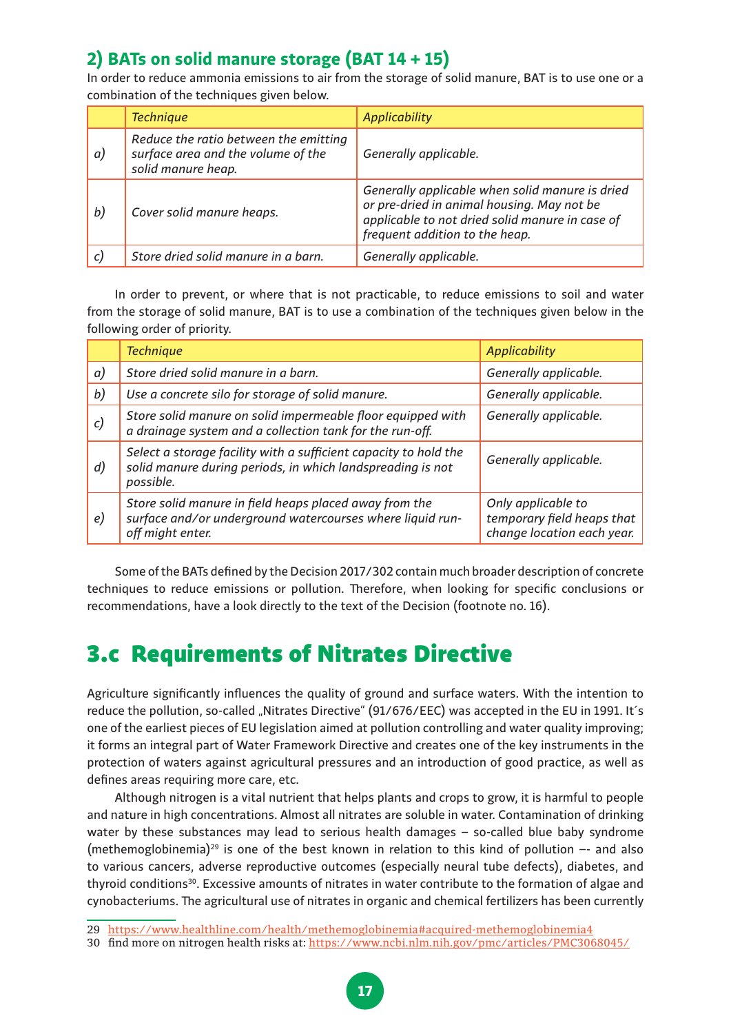## 2) BATs on solid manure storage (BAT 14 + 15)

In order to reduce ammonia emissions to air from the storage of solid manure, BAT is to use one or a combination of the techniques given below.

| | *Technique* | *Applicability* |
|---|---|---|
| *a)* | *Reduce the ratio between the emitting surface area and the volume of the solid manure heap.* | *Generally applicable.* |
| *b)* | *Cover solid manure heaps.* | *Generally applicable when solid manure is dried or pre-dried in animal housing. May not be applicable to not dried solid manure in case of frequent addition to the heap.* |
| *c)* | *Store dried solid manure in a barn.* | *Generally applicable.* |

In order to prevent, or where that is not practicable, to reduce emissions to soil and water from the storage of solid manure, BAT is to use a combination of the techniques given below in the following order of priority.

| | *Technique* | *Applicability* |
|---|---|---|
| *a)* | *Store dried solid manure in a barn.* | *Generally applicable.* |
| *b)* | *Use a concrete silo for storage of solid manure.* | *Generally applicable.* |
| *c)* | *Store solid manure on solid impermeable floor equipped with a drainage system and a collection tank for the run-off.* | *Generally applicable.* |
| *d)* | *Select a storage facility with a sufficient capacity to hold the solid manure during periods, in which landspreading is not possible.* | *Generally applicable.* |
| *e)* | *Store solid manure in field heaps placed away from the surface and/or underground watercourses where liquid run-off might enter.* | *Only applicable to temporary field heaps that change location each year.* |

Some of the BATs defined by the Decision 2017/302 contain much broader description of concrete techniques to reduce emissions or pollution. Therefore, when looking for specific conclusions or recommendations, have a look directly to the text of the Decision (footnote no. 16).

# 3.c Requirements of Nitrates Directive

Agriculture significantly influences the quality of ground and surface waters. With the intention to reduce the pollution, so-called „Nitrates Directive" (91/676/EEC) was accepted in the EU in 1991. It´s one of the earliest pieces of EU legislation aimed at pollution controlling and water quality improving; it forms an integral part of Water Framework Directive and creates one of the key instruments in the protection of waters against agricultural pressures and an introduction of good practice, as well as defines areas requiring more care, etc.

Although nitrogen is a vital nutrient that helps plants and crops to grow, it is harmful to people and nature in high concentrations. Almost all nitrates are soluble in water. Contamination of drinking water by these substances may lead to serious health damages – so-called blue baby syndrome (methemoglobinemia)[29] is one of the best known in relation to this kind of pollution –- and also to various cancers, adverse reproductive outcomes (especially neural tube defects), diabetes, and thyroid conditions[30]. Excessive amounts of nitrates in water contribute to the formation of algae and cynobacteriums. The agricultural use of nitrates in organic and chemical fertilizers has been currently

29 https://www.healthline.com/health/methemoglobinemia#acquired-methemoglobinemia4

30 find more on nitrogen health risks at: https://www.ncbi.nlm.nih.gov/pmc/articles/PMC3068045/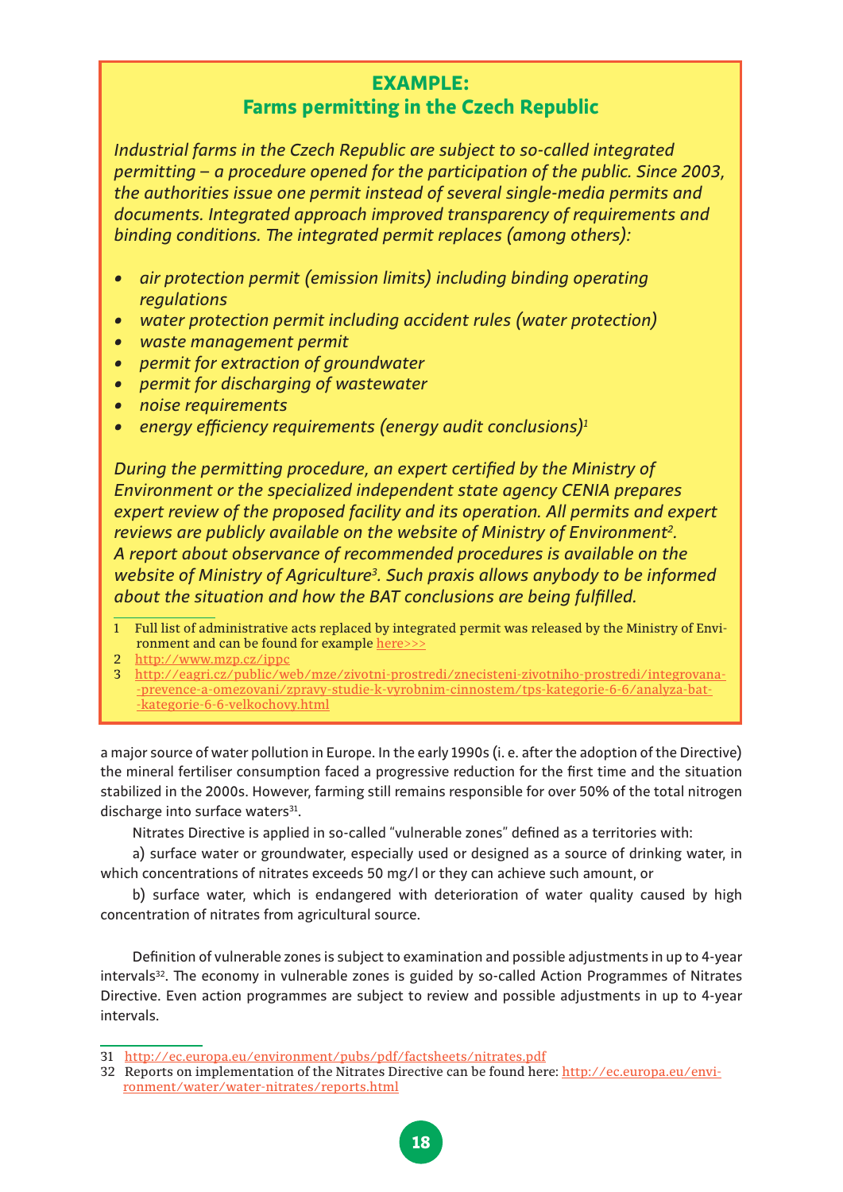## EXAMPLE: Farms permitting in the Czech Republic

*Industrial farms in the Czech Republic are subject to so-called integrated permitting – a procedure opened for the participation of the public. Since 2003, the authorities issue one permit instead of several single-media permits and documents. Integrated approach improved transparency of requirements and binding conditions. The integrated permit replaces (among others):*

- *air protection permit (emission limits) including binding operating regulations*
- *water protection permit including accident rules (water protection)*
- *waste management permit*
- *permit for extraction of groundwater*
- *permit for discharging of wastewater*
- *noise requirements*
- *energy efficiency requirements (energy audit conclusions)[1]*

*During the permitting procedure, an expert certified by the Ministry of Environment or the specialized independent state agency CENIA prepares expert review of the proposed facility and its operation. All permits and expert reviews are publicly available on the website of Ministry of Environment[2]. A report about observance of recommended procedures is available on the website of Ministry of Agriculture[3]. Such praxis allows anybody to be informed about the situation and how the BAT conclusions are being fulfilled.*

1 Full list of administrative acts replaced by integrated permit was released by the Ministry of Environment and can be found for example here>>>

2 http://www.mzp.cz/ippc

3 http://eagri.cz/public/web/mze/zivotni-prostredi/znecisteni-zivotniho-prostredi/integrovana-prevence-a-omezovani/zpravy-studie-k-vyrobnim-cinnostem/tps-kategorie-6-6/analyza-bat-kategorie-6-6-velkochovy.html

a major source of water pollution in Europe. In the early 1990s (i. e. after the adoption of the Directive) the mineral fertiliser consumption faced a progressive reduction for the first time and the situation stabilized in the 2000s. However, farming still remains responsible for over 50% of the total nitrogen discharge into surface waters[31].

Nitrates Directive is applied in so-called "vulnerable zones" defined as a territories with:

a) surface water or groundwater, especially used or designed as a source of drinking water, in which concentrations of nitrates exceeds 50 mg/l or they can achieve such amount, or

b) surface water, which is endangered with deterioration of water quality caused by high concentration of nitrates from agricultural source.

Definition of vulnerable zones is subject to examination and possible adjustments in up to 4-year intervals[32]. The economy in vulnerable zones is guided by so-called Action Programmes of Nitrates Directive. Even action programmes are subject to review and possible adjustments in up to 4-year intervals.

31 http://ec.europa.eu/environment/pubs/pdf/factsheets/nitrates.pdf

32 Reports on implementation of the Nitrates Directive can be found here: http://ec.europa.eu/environment/water/water-nitrates/reports.html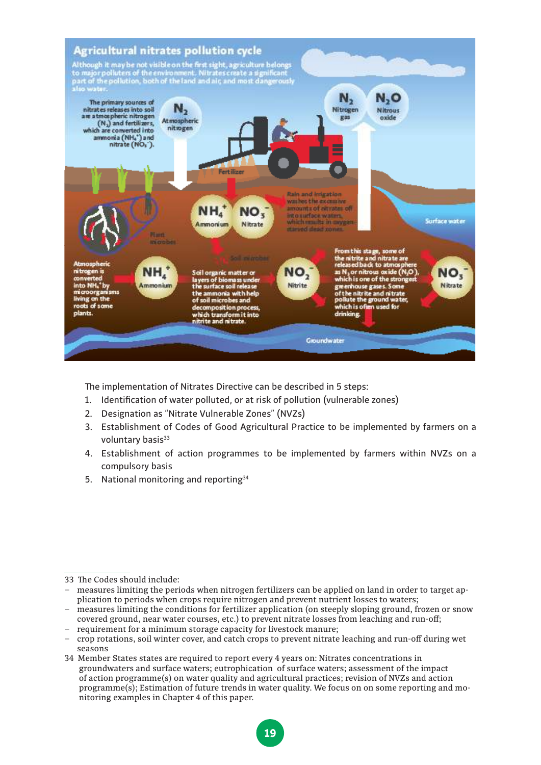## Agricultural nitrates pollution cycle

Although it may be not visible on the first sight, agriculture belongs to major polluters of the environment. Nitrates create a significant part of the pollution, both of the land and air, and most dangerously also water.

The primary sources of nitrates releases into soil are atmospheric nitrogen ($N_2$) and fertilizers, which are converted into ammonia ($NH_4^+$) and nitrate ($NO_3^-$).

$N_2$ Atmospheric nitrogen

Fertilizer

$N_2$ Nitrogen gas

$N_2O$ Nitrous oxide

$NH_4^+$ Ammonium

$NO_3^-$ Nitrate

Rain and irrigation washes the excessive amounts of nitrates off into surface waters, which results in oxygen-starved dead zones.

Surface water

Plant microbes

Soil microbes

Atmospheric nitrogen is converted into $NH_4^+$ by microorganisms living on the roots of some plants.

$NH_4^+$ Ammonium

Soil organic matter or layers of biomass under the surface soil release the ammonia with help of soil microbes and decomposition process, which transform it into nitrite and nitrate.

$NO_2^-$ Nitrite

From this stage, some of the nitrite and nitrate are released back to atmosphere as $N_2$ or nitrous oxide ($N_2O$), which is one of the strongest greenhouse gases. Some of the nitrite and nitrate pollute the ground water, which is often used for drinking.

$NO_3^-$ Nitrate

Groundwater

The implementation of Nitrates Directive can be described in 5 steps:

1. Identification of water polluted, or at risk of pollution (vulnerable zones)
2. Designation as "Nitrate Vulnerable Zones" (NVZs)
3. Establishment of Codes of Good Agricultural Practice to be implemented by farmers on a voluntary basis[33]
4. Establishment of action programmes to be implemented by farmers within NVZs on a compulsory basis
5. National monitoring and reporting[34]

---

33 The Codes should include:
- measures limiting the periods when nitrogen fertilizers can be applied on land in order to target application to periods when crops require nitrogen and prevent nutrient losses to waters;
- measures limiting the conditions for fertilizer application (on steeply sloping ground, frozen or snow covered ground, near water courses, etc.) to prevent nitrate losses from leaching and run-off;
- requirement for a minimum storage capacity for livestock manure;
- crop rotations, soil winter cover, and catch crops to prevent nitrate leaching and run-off during wet seasons

34 Member States states are required to report every 4 years on: Nitrates concentrations in groundwaters and surface waters; eutrophication of surface waters; assessment of the impact of action programme(s) on water quality and agricultural practices; revision of NVZs and action programme(s); Estimation of future trends in water quality. We focus on on some reporting and monitoring examples in Chapter 4 of this paper.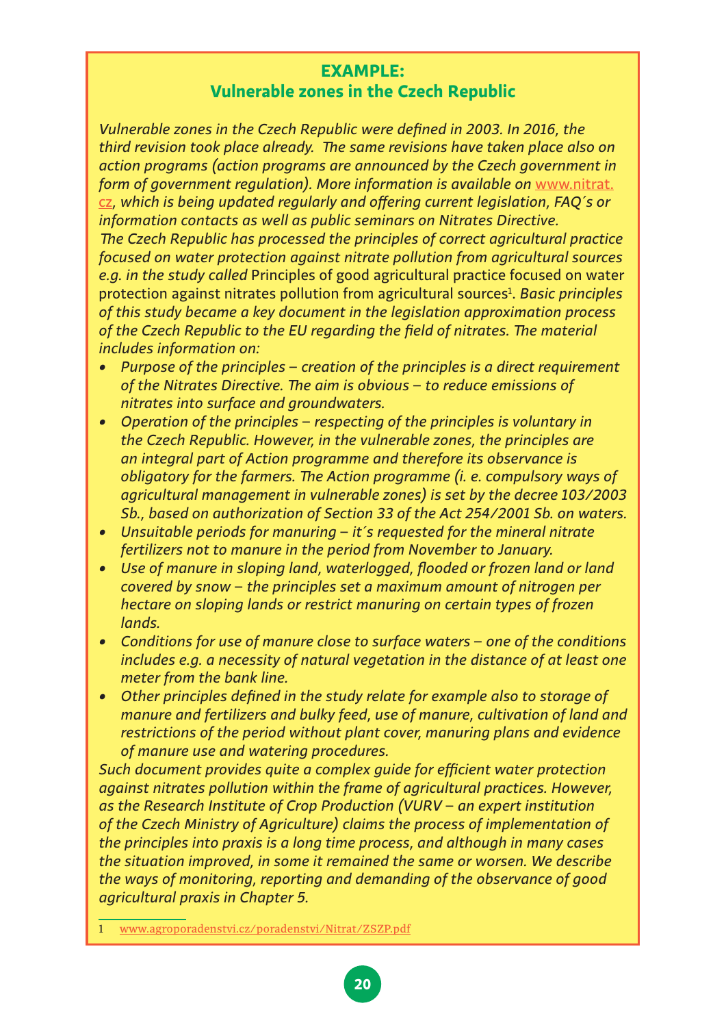## EXAMPLE:
## Vulnerable zones in the Czech Republic

*Vulnerable zones in the Czech Republic were defined in 2003. In 2016, the third revision took place already. The same revisions have taken place also on action programs (action programs are announced by the Czech government in form of government regulation). More information is available on* www.nitrat.cz*, which is being updated regularly and offering current legislation, FAQ´s or information contacts as well as public seminars on Nitrates Directive.*
*The Czech Republic has processed the principles of correct agricultural practice focused on water protection against nitrate pollution from agricultural sources e.g. in the study called* Principles of good agricultural practice focused on water protection against nitrates pollution from agricultural sources[1]. *Basic principles of this study became a key document in the legislation approximation process of the Czech Republic to the EU regarding the field of nitrates. The material includes information on:*

- *Purpose of the principles – creation of the principles is a direct requirement of the Nitrates Directive. The aim is obvious – to reduce emissions of nitrates into surface and groundwaters.*
- *Operation of the principles – respecting of the principles is voluntary in the Czech Republic. However, in the vulnerable zones, the principles are an integral part of Action programme and therefore its observance is obligatory for the farmers. The Action programme (i. e. compulsory ways of agricultural management in vulnerable zones) is set by the decree 103/2003 Sb., based on authorization of Section 33 of the Act 254/2001 Sb. on waters.*
- *Unsuitable periods for manuring – it´s requested for the mineral nitrate fertilizers not to manure in the period from November to January.*
- *Use of manure in sloping land, waterlogged, flooded or frozen land or land covered by snow – the principles set a maximum amount of nitrogen per hectare on sloping lands or restrict manuring on certain types of frozen lands.*
- *Conditions for use of manure close to surface waters – one of the conditions includes e.g. a necessity of natural vegetation in the distance of at least one meter from the bank line.*
- *Other principles defined in the study relate for example also to storage of manure and fertilizers and bulky feed, use of manure, cultivation of land and restrictions of the period without plant cover, manuring plans and evidence of manure use and watering procedures.*

*Such document provides quite a complex guide for efficient water protection against nitrates pollution within the frame of agricultural practices. However, as the Research Institute of Crop Production (VURV – an expert institution of the Czech Ministry of Agriculture) claims the process of implementation of the principles into praxis is a long time process, and although in many cases the situation improved, in some it remained the same or worsen. We describe the ways of monitoring, reporting and demanding of the observance of good agricultural praxis in Chapter 5.*

---

1 www.agroporadenstvi.cz/poradenstvi/Nitrat/ZSZP.pdf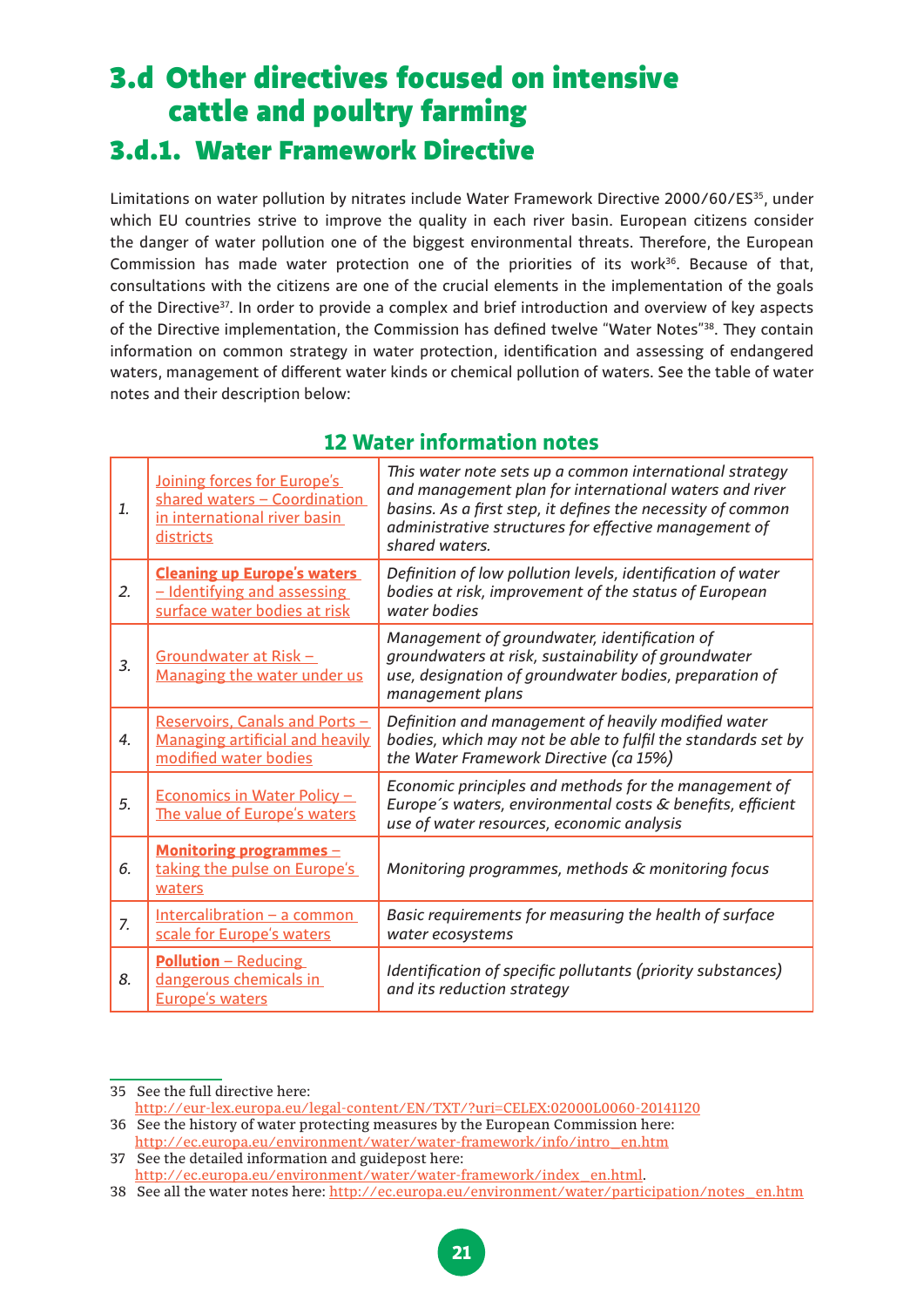# 3.d Other directives focused on intensive cattle and poultry farming

## 3.d.1. Water Framework Directive

Limitations on water pollution by nitrates include Water Framework Directive 2000/60/ES[35], under which EU countries strive to improve the quality in each river basin. European citizens consider the danger of water pollution one of the biggest environmental threats. Therefore, the European Commission has made water protection one of the priorities of its work[36]. Because of that, consultations with the citizens are one of the crucial elements in the implementation of the goals of the Directive[37]. In order to provide a complex and brief introduction and overview of key aspects of the Directive implementation, the Commission has defined twelve "Water Notes"[38]. They contain information on common strategy in water protection, identification and assessing of endangered waters, management of different water kinds or chemical pollution of waters. See the table of water notes and their description below:

### 12 Water information notes

| | | |
|---|---|---|
| 1. | Joining forces for Europe's shared waters – Coordination in international river basin districts | *This water note sets up a common international strategy and management plan for international waters and river basins. As a first step, it defines the necessity of common administrative structures for effective management of shared waters.* |
| 2. | **Cleaning up Europe's waters** – Identifying and assessing surface water bodies at risk | *Definition of low pollution levels, identification of water bodies at risk, improvement of the status of European water bodies* |
| 3. | Groundwater at Risk – Managing the water under us | *Management of groundwater, identification of groundwaters at risk, sustainability of groundwater use, designation of groundwater bodies, preparation of management plans* |
| 4. | Reservoirs, Canals and Ports – Managing artificial and heavily modified water bodies | *Definition and management of heavily modified water bodies, which may not be able to fulfil the standards set by the Water Framework Directive (ca 15%)* |
| 5. | Economics in Water Policy – The value of Europe's waters | *Economic principles and methods for the management of Europe´s waters, environmental costs & benefits, efficient use of water resources, economic analysis* |
| 6. | **Monitoring programmes** – taking the pulse on Europe's waters | *Monitoring programmes, methods & monitoring focus* |
| 7. | Intercalibration – a common scale for Europe's waters | *Basic requirements for measuring the health of surface water ecosystems* |
| 8. | **Pollution** – Reducing dangerous chemicals in Europe's waters | *Identification of specific pollutants (priority substances) and its reduction strategy* |

---

35 See the full directive here: http://eur-lex.europa.eu/legal-content/EN/TXT/?uri=CELEX:02000L0060-20141120

36 See the history of water protecting measures by the European Commission here: http://ec.europa.eu/environment/water/water-framework/info/intro_en.htm

37 See the detailed information and guidepost here: http://ec.europa.eu/environment/water/water-framework/index_en.html.

38 See all the water notes here: http://ec.europa.eu/environment/water/participation/notes_en.htm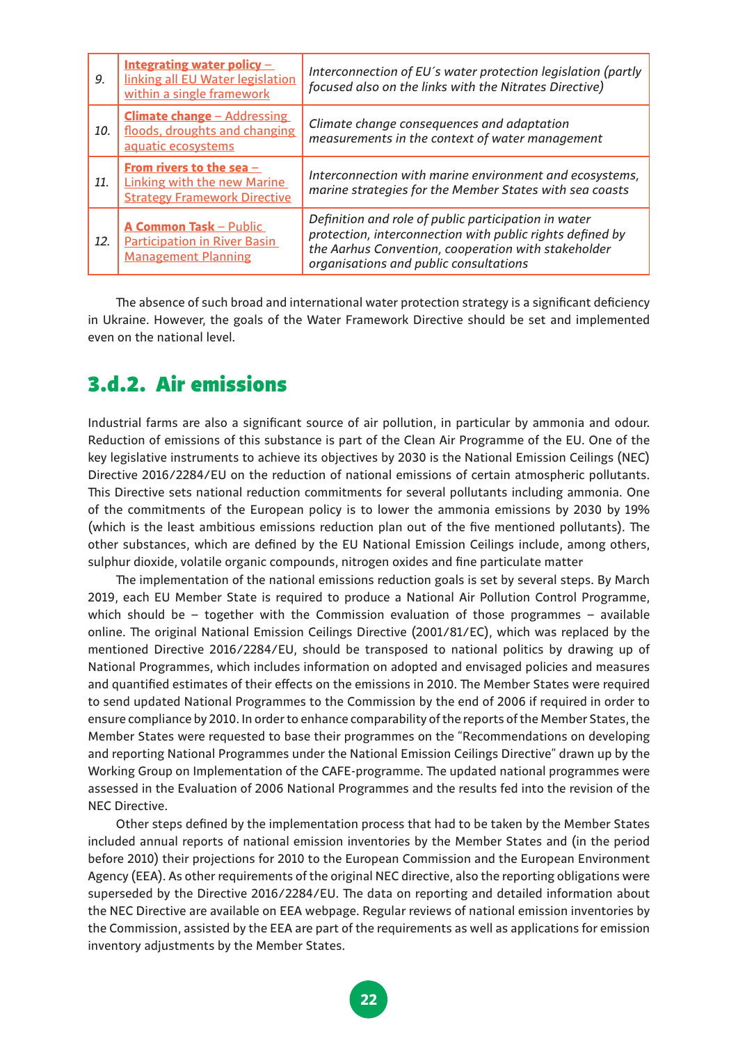| | | |
|---|---|---|
| *9.* | **Integrating water policy** – linking all EU Water legislation within a single framework | *Interconnection of EU´s water protection legislation (partly focused also on the links with the Nitrates Directive)* |
| *10.* | **Climate change** – Addressing floods, droughts and changing aquatic ecosystems | *Climate change consequences and adaptation measurements in the context of water management* |
| *11.* | **From rivers to the sea** – Linking with the new Marine Strategy Framework Directive | *Interconnection with marine environment and ecosystems, marine strategies for the Member States with sea coasts* |
| *12.* | **A Common Task** – Public Participation in River Basin Management Planning | *Definition and role of public participation in water protection, interconnection with public rights defined by the Aarhus Convention, cooperation with stakeholder organisations and public consultations* |

The absence of such broad and international water protection strategy is a significant deficiency in Ukraine. However, the goals of the Water Framework Directive should be set and implemented even on the national level.

## 3.d.2. Air emissions

Industrial farms are also a significant source of air pollution, in particular by ammonia and odour. Reduction of emissions of this substance is part of the Clean Air Programme of the EU. One of the key legislative instruments to achieve its objectives by 2030 is the National Emission Ceilings (NEC) Directive 2016/2284/EU on the reduction of national emissions of certain atmospheric pollutants. This Directive sets national reduction commitments for several pollutants including ammonia. One of the commitments of the European policy is to lower the ammonia emissions by 2030 by 19% (which is the least ambitious emissions reduction plan out of the five mentioned pollutants). The other substances, which are defined by the EU National Emission Ceilings include, among others, sulphur dioxide, volatile organic compounds, nitrogen oxides and fine particulate matter

The implementation of the national emissions reduction goals is set by several steps. By March 2019, each EU Member State is required to produce a National Air Pollution Control Programme, which should be – together with the Commission evaluation of those programmes – available online. The original National Emission Ceilings Directive (2001/81/EC), which was replaced by the mentioned Directive 2016/2284/EU, should be transposed to national politics by drawing up of National Programmes, which includes information on adopted and envisaged policies and measures and quantified estimates of their effects on the emissions in 2010. The Member States were required to send updated National Programmes to the Commission by the end of 2006 if required in order to ensure compliance by 2010. In order to enhance comparability of the reports of the Member States, the Member States were requested to base their programmes on the "Recommendations on developing and reporting National Programmes under the National Emission Ceilings Directive" drawn up by the Working Group on Implementation of the CAFE-programme. The updated national programmes were assessed in the Evaluation of 2006 National Programmes and the results fed into the revision of the NEC Directive.

Other steps defined by the implementation process that had to be taken by the Member States included annual reports of national emission inventories by the Member States and (in the period before 2010) their projections for 2010 to the European Commission and the European Environment Agency (EEA). As other requirements of the original NEC directive, also the reporting obligations were superseded by the Directive 2016/2284/EU. The data on reporting and detailed information about the NEC Directive are available on EEA webpage. Regular reviews of national emission inventories by the Commission, assisted by the EEA are part of the requirements as well as applications for emission inventory adjustments by the Member States.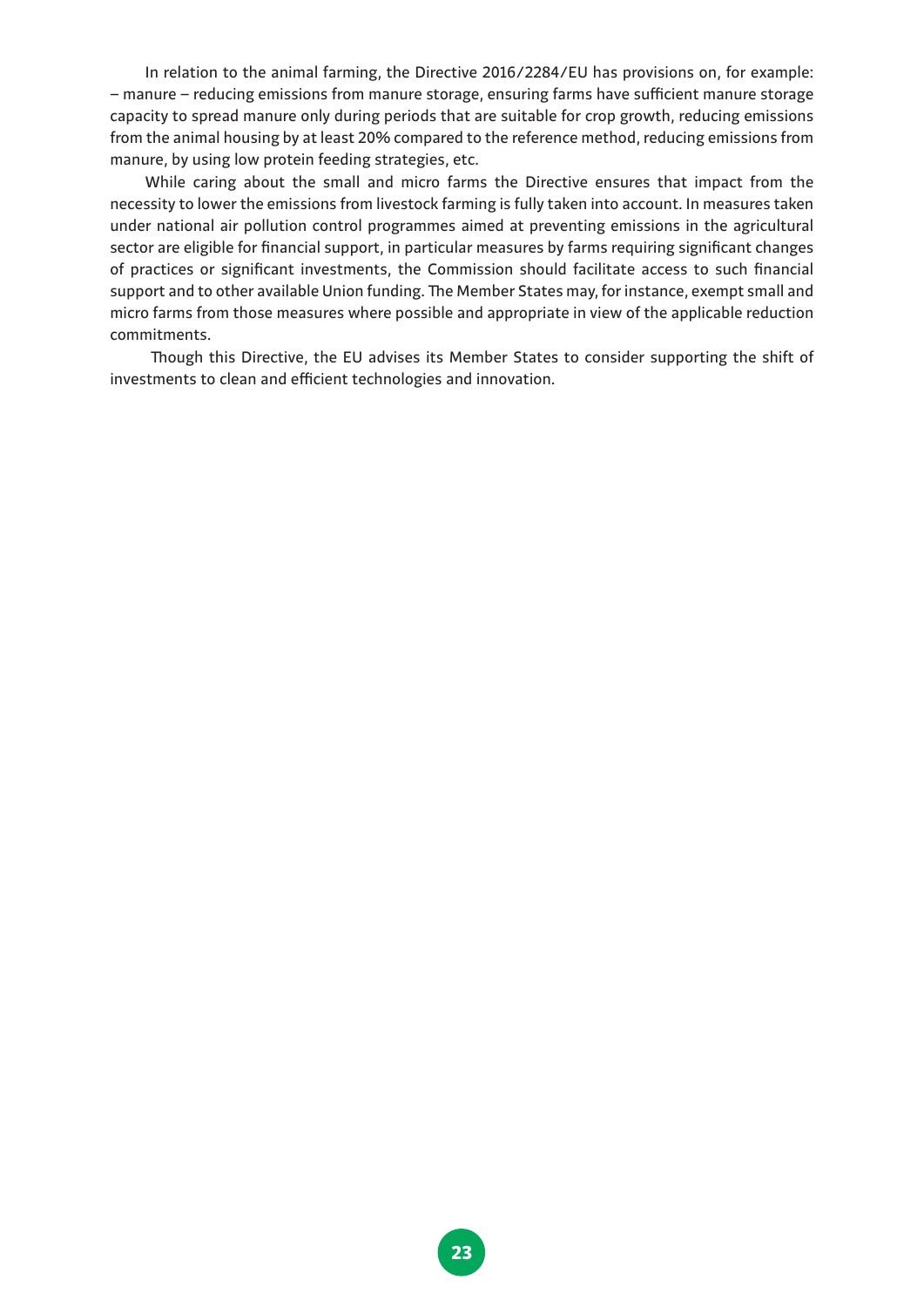In relation to the animal farming, the Directive 2016/2284/EU has provisions on, for example: – manure – reducing emissions from manure storage, ensuring farms have sufficient manure storage capacity to spread manure only during periods that are suitable for crop growth, reducing emissions from the animal housing by at least 20% compared to the reference method, reducing emissions from manure, by using low protein feeding strategies, etc.

While caring about the small and micro farms the Directive ensures that impact from the necessity to lower the emissions from livestock farming is fully taken into account. In measures taken under national air pollution control programmes aimed at preventing emissions in the agricultural sector are eligible for financial support, in particular measures by farms requiring significant changes of practices or significant investments, the Commission should facilitate access to such financial support and to other available Union funding. The Member States may, for instance, exempt small and micro farms from those measures where possible and appropriate in view of the applicable reduction commitments.

Though this Directive, the EU advises its Member States to consider supporting the shift of investments to clean and efficient technologies and innovation.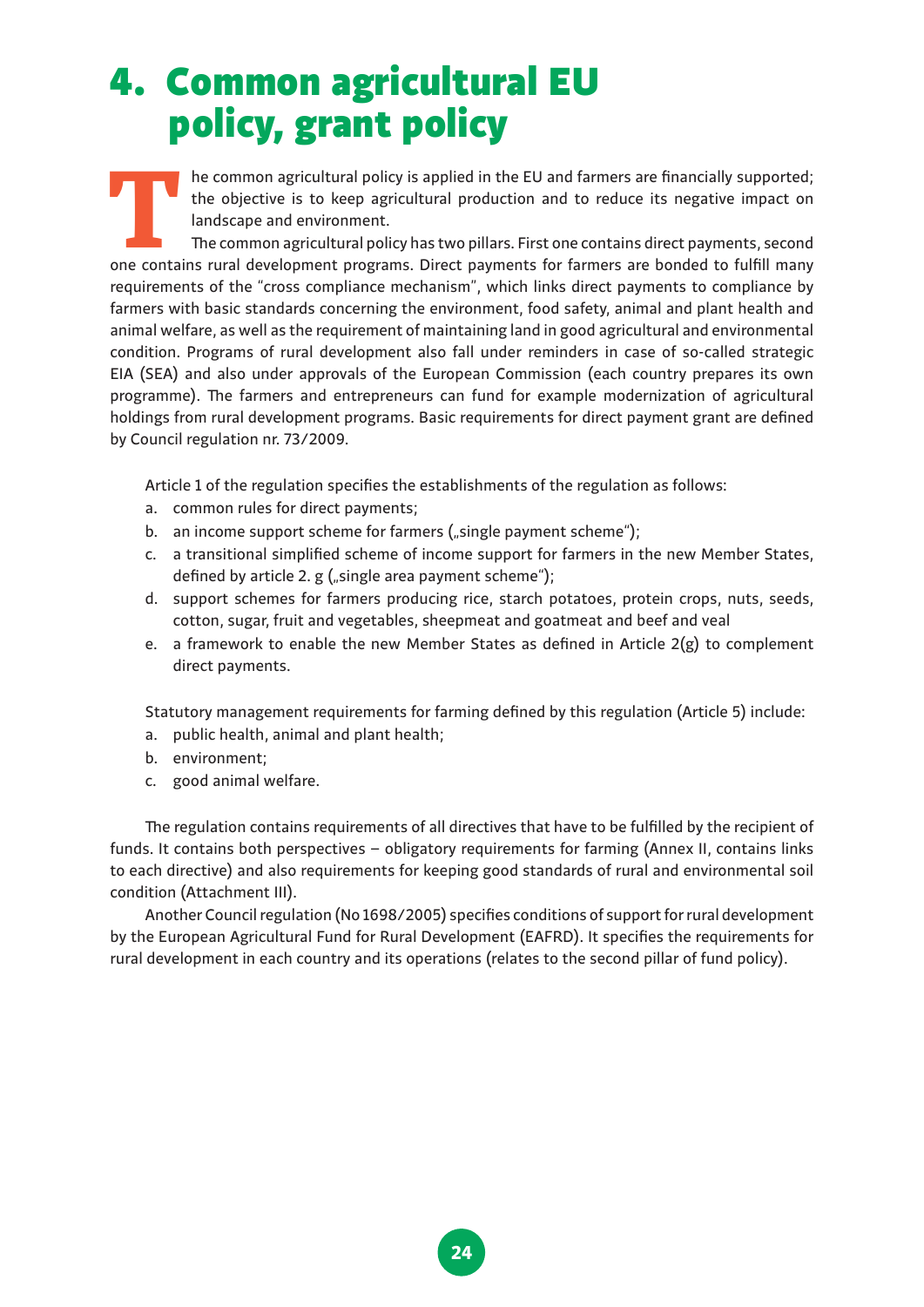# 4. Common agricultural EU policy, grant policy

The common agricultural policy is applied in the EU and farmers are financially supported; the objective is to keep agricultural production and to reduce its negative impact on landscape and environment.

The common agricultural policy has two pillars. First one contains direct payments, second one contains rural development programs. Direct payments for farmers are bonded to fulfill many requirements of the "cross compliance mechanism", which links direct payments to compliance by farmers with basic standards concerning the environment, food safety, animal and plant health and animal welfare, as well as the requirement of maintaining land in good agricultural and environmental condition. Programs of rural development also fall under reminders in case of so-called strategic EIA (SEA) and also under approvals of the European Commission (each country prepares its own programme). The farmers and entrepreneurs can fund for example modernization of agricultural holdings from rural development programs. Basic requirements for direct payment grant are defined by Council regulation nr. 73/2009.

Article 1 of the regulation specifies the establishments of the regulation as follows:

a. common rules for direct payments;
b. an income support scheme for farmers („single payment scheme");
c. a transitional simplified scheme of income support for farmers in the new Member States, defined by article 2. g („single area payment scheme");
d. support schemes for farmers producing rice, starch potatoes, protein crops, nuts, seeds, cotton, sugar, fruit and vegetables, sheepmeat and goatmeat and beef and veal
e. a framework to enable the new Member States as defined in Article 2(g) to complement direct payments.

Statutory management requirements for farming defined by this regulation (Article 5) include:

a. public health, animal and plant health;
b. environment;
c. good animal welfare.

The regulation contains requirements of all directives that have to be fulfilled by the recipient of funds. It contains both perspectives – obligatory requirements for farming (Annex II, contains links to each directive) and also requirements for keeping good standards of rural and environmental soil condition (Attachment III).

Another Council regulation (No 1698/2005) specifies conditions of support for rural development by the European Agricultural Fund for Rural Development (EAFRD). It specifies the requirements for rural development in each country and its operations (relates to the second pillar of fund policy).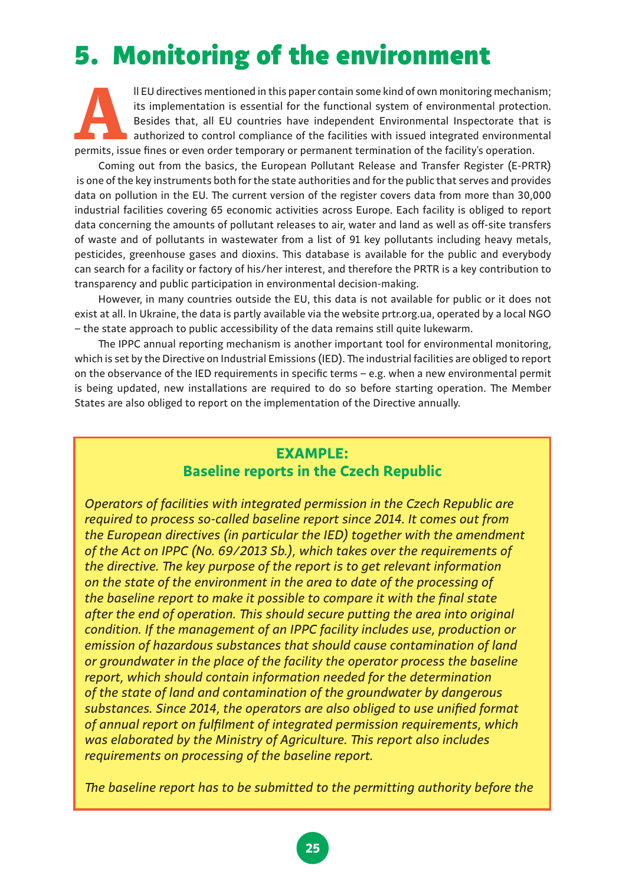# 5. Monitoring of the environment

All EU directives mentioned in this paper contain some kind of own monitoring mechanism; its implementation is essential for the functional system of environmental protection. Besides that, all EU countries have independent Environmental Inspectorate that is authorized to control compliance of the facilities with issued integrated environmental permits, issue fines or even order temporary or permanent termination of the facility's operation.

Coming out from the basics, the European Pollutant Release and Transfer Register (E-PRTR) is one of the key instruments both for the state authorities and for the public that serves and provides data on pollution in the EU. The current version of the register covers data from more than 30,000 industrial facilities covering 65 economic activities across Europe. Each facility is obliged to report data concerning the amounts of pollutant releases to air, water and land as well as off-site transfers of waste and of pollutants in wastewater from a list of 91 key pollutants including heavy metals, pesticides, greenhouse gases and dioxins. This database is available for the public and everybody can search for a facility or factory of his/her interest, and therefore the PRTR is a key contribution to transparency and public participation in environmental decision-making.

However, in many countries outside the EU, this data is not available for public or it does not exist at all. In Ukraine, the data is partly available via the website prtr.org.ua, operated by a local NGO – the state approach to public accessibility of the data remains still quite lukewarm.

The IPPC annual reporting mechanism is another important tool for environmental monitoring, which is set by the Directive on Industrial Emissions (IED). The industrial facilities are obliged to report on the observance of the IED requirements in specific terms – e.g. when a new environmental permit is being updated, new installations are required to do so before starting operation. The Member States are also obliged to report on the implementation of the Directive annually.

**EXAMPLE:**
**Baseline reports in the Czech Republic**

*Operators of facilities with integrated permission in the Czech Republic are required to process so-called baseline report since 2014. It comes out from the European directives (in particular the IED) together with the amendment of the Act on IPPC (No. 69/2013 Sb.), which takes over the requirements of the directive. The key purpose of the report is to get relevant information on the state of the environment in the area to date of the processing of the baseline report to make it possible to compare it with the final state after the end of operation. This should secure putting the area into original condition. If the management of an IPPC facility includes use, production or emission of hazardous substances that should cause contamination of land or groundwater in the place of the facility the operator process the baseline report, which should contain information needed for the determination of the state of land and contamination of the groundwater by dangerous substances. Since 2014, the operators are also obliged to use unified format of annual report on fulfilment of integrated permission requirements, which was elaborated by the Ministry of Agriculture. This report also includes requirements on processing of the baseline report.*

*The baseline report has to be submitted to the permitting authority before the*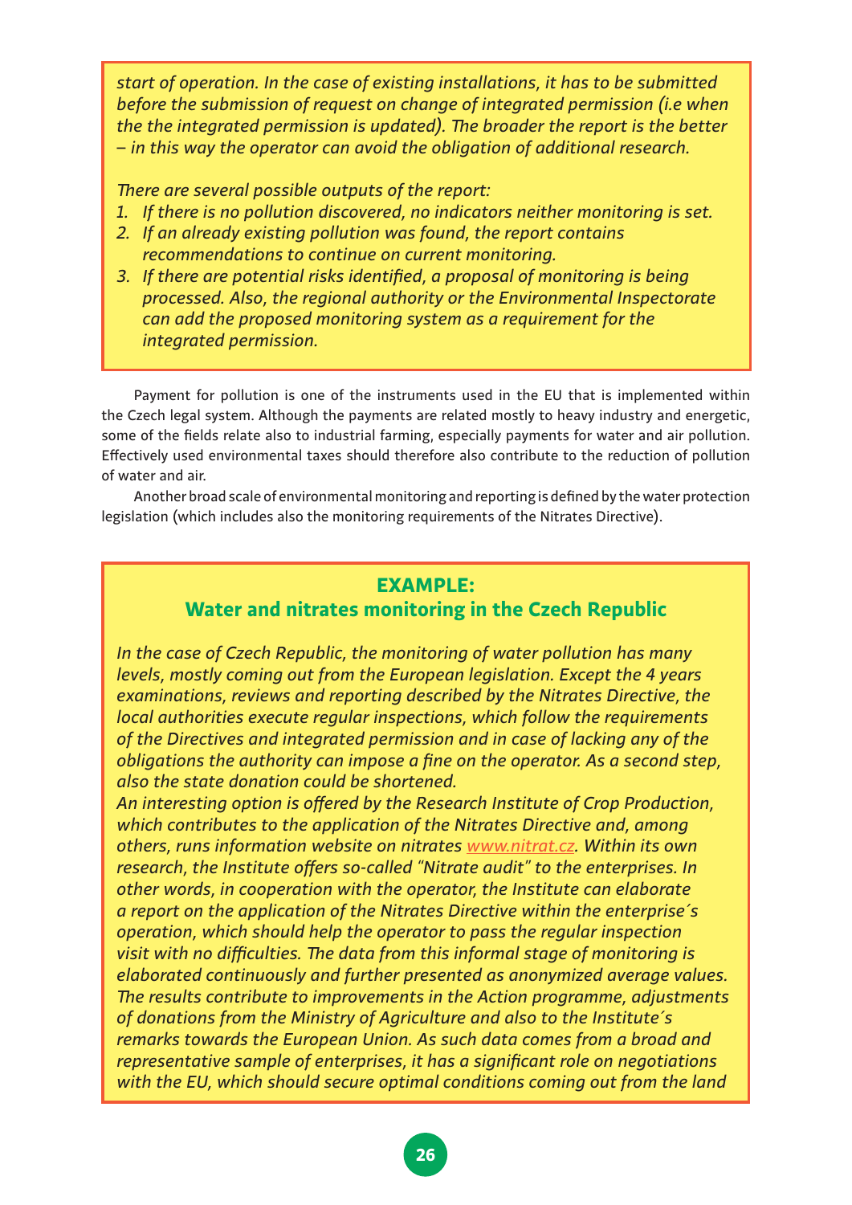*start of operation. In the case of existing installations, it has to be submitted before the submission of request on change of integrated permission (i.e when the the integrated permission is updated). The broader the report is the better – in this way the operator can avoid the obligation of additional research.*

*There are several possible outputs of the report:*

1. *If there is no pollution discovered, no indicators neither monitoring is set.*
2. *If an already existing pollution was found, the report contains recommendations to continue on current monitoring.*
3. *If there are potential risks identified, a proposal of monitoring is being processed. Also, the regional authority or the Environmental Inspectorate can add the proposed monitoring system as a requirement for the integrated permission.*

Payment for pollution is one of the instruments used in the EU that is implemented within the Czech legal system. Although the payments are related mostly to heavy industry and energetic, some of the fields relate also to industrial farming, especially payments for water and air pollution. Effectively used environmental taxes should therefore also contribute to the reduction of pollution of water and air.

Another broad scale of environmental monitoring and reporting is defined by the water protection legislation (which includes also the monitoring requirements of the Nitrates Directive).

## EXAMPLE:
## Water and nitrates monitoring in the Czech Republic

*In the case of Czech Republic, the monitoring of water pollution has many levels, mostly coming out from the European legislation. Except the 4 years examinations, reviews and reporting described by the Nitrates Directive, the local authorities execute regular inspections, which follow the requirements of the Directives and integrated permission and in case of lacking any of the obligations the authority can impose a fine on the operator. As a second step, also the state donation could be shortened.*

*An interesting option is offered by the Research Institute of Crop Production, which contributes to the application of the Nitrates Directive and, among others, runs information website on nitrates www.nitrat.cz. Within its own research, the Institute offers so-called "Nitrate audit" to the enterprises. In other words, in cooperation with the operator, the Institute can elaborate a report on the application of the Nitrates Directive within the enterprise´s operation, which should help the operator to pass the regular inspection visit with no difficulties. The data from this informal stage of monitoring is elaborated continuously and further presented as anonymized average values. The results contribute to improvements in the Action programme, adjustments of donations from the Ministry of Agriculture and also to the Institute´s remarks towards the European Union. As such data comes from a broad and representative sample of enterprises, it has a significant role on negotiations with the EU, which should secure optimal conditions coming out from the land*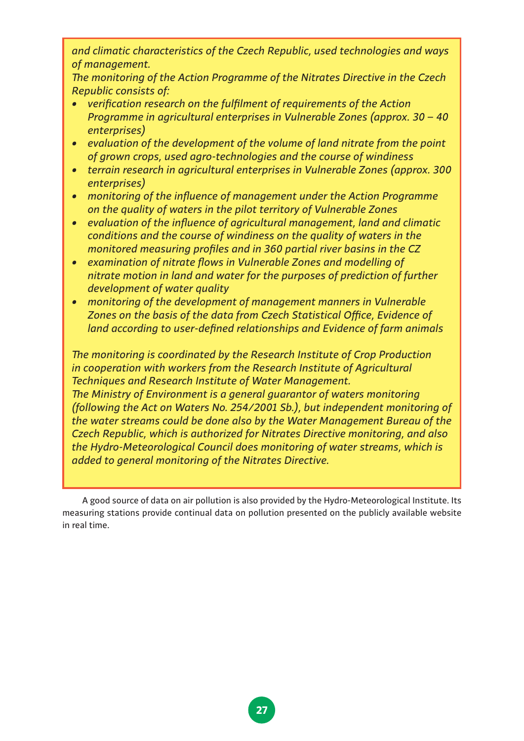*and climatic characteristics of the Czech Republic, used technologies and ways of management.*

*The monitoring of the Action Programme of the Nitrates Directive in the Czech Republic consists of:*

- *verification research on the fulfilment of requirements of the Action Programme in agricultural enterprises in Vulnerable Zones (approx. 30 – 40 enterprises)*
- *evaluation of the development of the volume of land nitrate from the point of grown crops, used agro-technologies and the course of windiness*
- *terrain research in agricultural enterprises in Vulnerable Zones (approx. 300 enterprises)*
- *monitoring of the influence of management under the Action Programme on the quality of waters in the pilot territory of Vulnerable Zones*
- *evaluation of the influence of agricultural management, land and climatic conditions and the course of windiness on the quality of waters in the monitored measuring profiles and in 360 partial river basins in the CZ*
- *examination of nitrate flows in Vulnerable Zones and modelling of nitrate motion in land and water for the purposes of prediction of further development of water quality*
- *monitoring of the development of management manners in Vulnerable Zones on the basis of the data from Czech Statistical Office, Evidence of land according to user-defined relationships and Evidence of farm animals*

*The monitoring is coordinated by the Research Institute of Crop Production in cooperation with workers from the Research Institute of Agricultural Techniques and Research Institute of Water Management.*

*The Ministry of Environment is a general guarantor of waters monitoring (following the Act on Waters No. 254/2001 Sb.), but independent monitoring of the water streams could be done also by the Water Management Bureau of the Czech Republic, which is authorized for Nitrates Directive monitoring, and also the Hydro-Meteorological Council does monitoring of water streams, which is added to general monitoring of the Nitrates Directive.*

A good source of data on air pollution is also provided by the Hydro-Meteorological Institute. Its measuring stations provide continual data on pollution presented on the publicly available website in real time.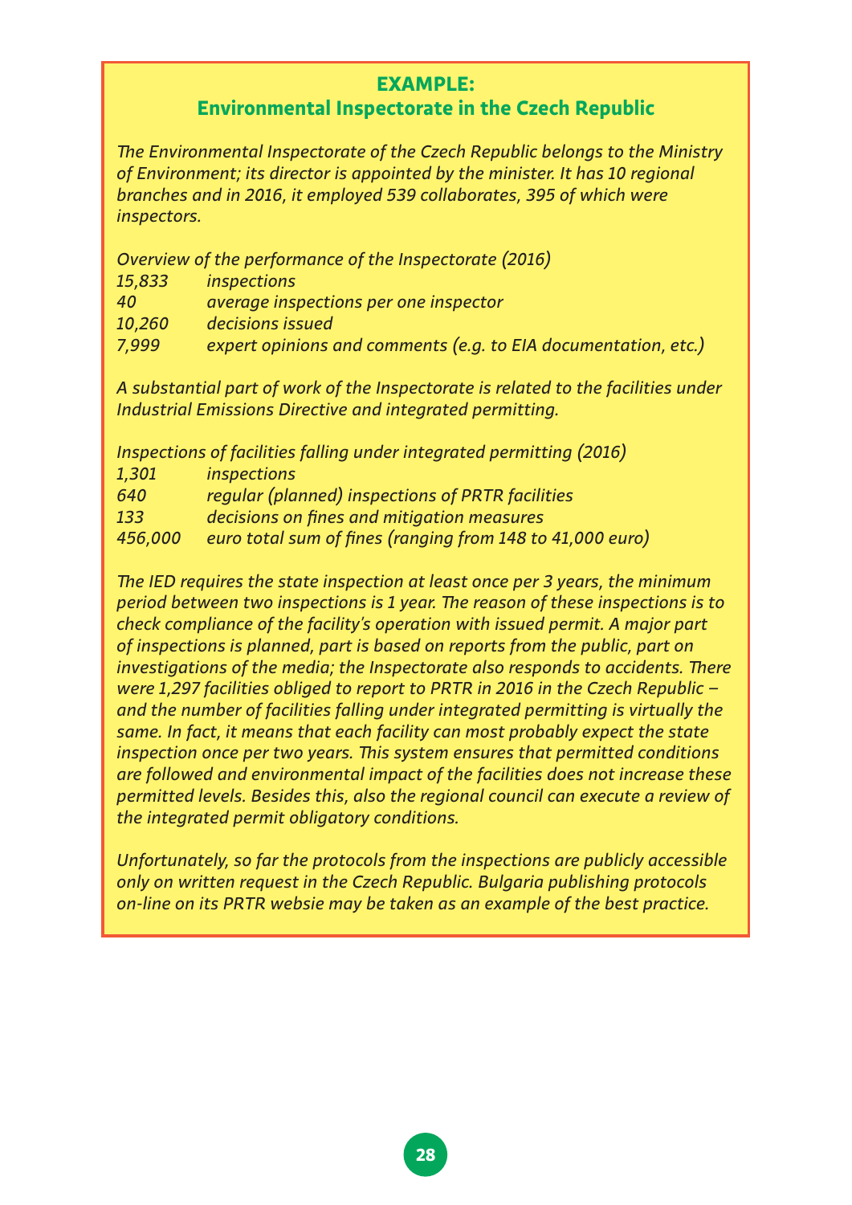## EXAMPLE:
## Environmental Inspectorate in the Czech Republic

*The Environmental Inspectorate of the Czech Republic belongs to the Ministry of Environment; its director is appointed by the minister. It has 10 regional branches and in 2016, it employed 539 collaborates, 395 of which were inspectors.*

*Overview of the performance of the Inspectorate (2016)*

| | |
|---|---|
| *15,833* | *inspections* |
| *40* | *average inspections per one inspector* |
| *10,260* | *decisions issued* |
| *7,999* | *expert opinions and comments (e.g. to EIA documentation, etc.)* |

*A substantial part of work of the Inspectorate is related to the facilities under Industrial Emissions Directive and integrated permitting.*

*Inspections of facilities falling under integrated permitting (2016)*

| | |
|---|---|
| *1,301* | *inspections* |
| *640* | *regular (planned) inspections of PRTR facilities* |
| *133* | *decisions on fines and mitigation measures* |
| *456,000* | *euro total sum of fines (ranging from 148 to 41,000 euro)* |

*The IED requires the state inspection at least once per 3 years, the minimum period between two inspections is 1 year. The reason of these inspections is to check compliance of the facility's operation with issued permit. A major part of inspections is planned, part is based on reports from the public, part on investigations of the media; the Inspectorate also responds to accidents. There were 1,297 facilities obliged to report to PRTR in 2016 in the Czech Republic – and the number of facilities falling under integrated permitting is virtually the same. In fact, it means that each facility can most probably expect the state inspection once per two years. This system ensures that permitted conditions are followed and environmental impact of the facilities does not increase these permitted levels. Besides this, also the regional council can execute a review of the integrated permit obligatory conditions.*

*Unfortunately, so far the protocols from the inspections are publicly accessible only on written request in the Czech Republic. Bulgaria publishing protocols on-line on its PRTR websie may be taken as an example of the best practice.*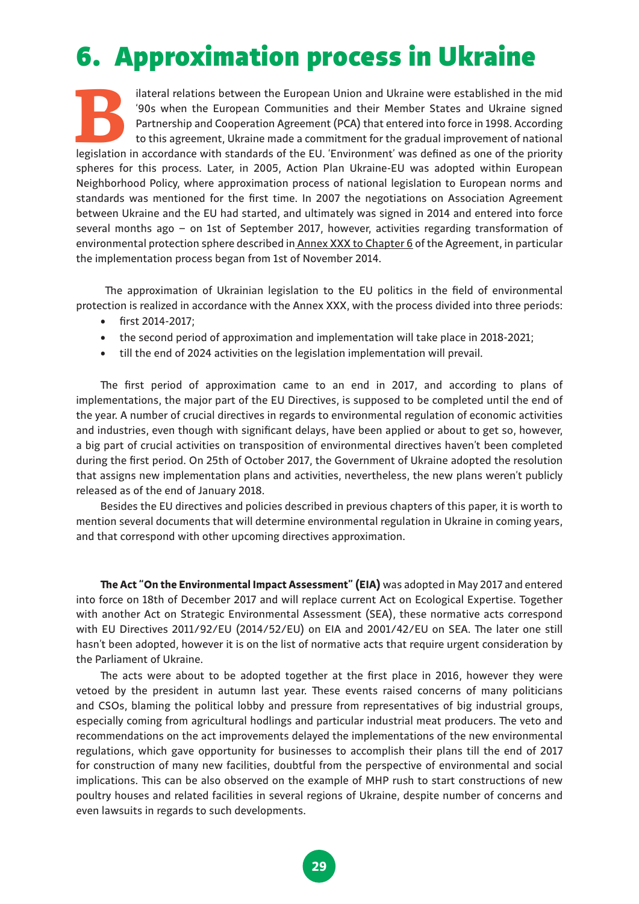# 6. Approximation process in Ukraine

Bilateral relations between the European Union and Ukraine were established in the mid '90s when the European Communities and their Member States and Ukraine signed Partnership and Cooperation Agreement (PCA) that entered into force in 1998. According to this agreement, Ukraine made a commitment for the gradual improvement of national legislation in accordance with standards of the EU. 'Environment' was defined as one of the priority spheres for this process. Later, in 2005, Action Plan Ukraine-EU was adopted within European Neighborhood Policy, where approximation process of national legislation to European norms and standards was mentioned for the first time. In 2007 the negotiations on Association Agreement between Ukraine and the EU had started, and ultimately was signed in 2014 and entered into force several months ago – on 1st of September 2017, however, activities regarding transformation of environmental protection sphere described in Annex XXX to Chapter 6 of the Agreement, in particular the implementation process began from 1st of November 2014.

The approximation of Ukrainian legislation to the EU politics in the field of environmental protection is realized in accordance with the Annex XXX, with the process divided into three periods:

- first 2014-2017;
- the second period of approximation and implementation will take place in 2018-2021;
- till the end of 2024 activities on the legislation implementation will prevail.

The first period of approximation came to an end in 2017, and according to plans of implementations, the major part of the EU Directives, is supposed to be completed until the end of the year. A number of crucial directives in regards to environmental regulation of economic activities and industries, even though with significant delays, have been applied or about to get so, however, a big part of crucial activities on transposition of environmental directives haven't been completed during the first period. On 25th of October 2017, the Government of Ukraine adopted the resolution that assigns new implementation plans and activities, nevertheless, the new plans weren't publicly released as of the end of January 2018.

Besides the EU directives and policies described in previous chapters of this paper, it is worth to mention several documents that will determine environmental regulation in Ukraine in coming years, and that correspond with other upcoming directives approximation.

**The Act "On the Environmental Impact Assessment" (EIA)** was adopted in May 2017 and entered into force on 18th of December 2017 and will replace current Act on Ecological Expertise. Together with another Act on Strategic Environmental Assessment (SEA), these normative acts correspond with EU Directives 2011/92/EU (2014/52/EU) on EIA and 2001/42/EU on SEA. The later one still hasn't been adopted, however it is on the list of normative acts that require urgent consideration by the Parliament of Ukraine.

The acts were about to be adopted together at the first place in 2016, however they were vetoed by the president in autumn last year. These events raised concerns of many politicians and CSOs, blaming the political lobby and pressure from representatives of big industrial groups, especially coming from agricultural hodlings and particular industrial meat producers. The veto and recommendations on the act improvements delayed the implementations of the new environmental regulations, which gave opportunity for businesses to accomplish their plans till the end of 2017 for construction of many new facilities, doubtful from the perspective of environmental and social implications. This can be also observed on the example of MHP rush to start constructions of new poultry houses and related facilities in several regions of Ukraine, despite number of concerns and even lawsuits in regards to such developments.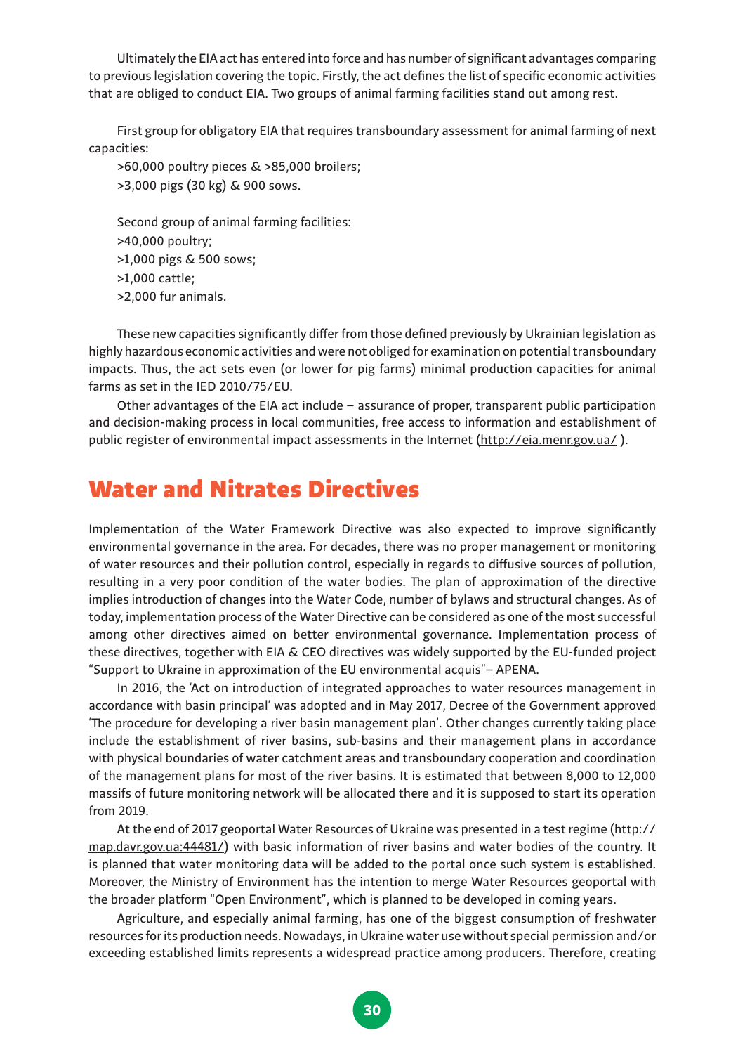Ultimately the EIA act has entered into force and has number of significant advantages comparing to previous legislation covering the topic. Firstly, the act defines the list of specific economic activities that are obliged to conduct EIA. Two groups of animal farming facilities stand out among rest.

First group for obligatory EIA that requires transboundary assessment for animal farming of next capacities:

>60,000 poultry pieces & >85,000 broilers;
>3,000 pigs (30 kg) & 900 sows.

Second group of animal farming facilities:
>40,000 poultry;
>1,000 pigs & 500 sows;
>1,000 cattle;
>2,000 fur animals.

These new capacities significantly differ from those defined previously by Ukrainian legislation as highly hazardous economic activities and were not obliged for examination on potential transboundary impacts. Thus, the act sets even (or lower for pig farms) minimal production capacities for animal farms as set in the IED 2010/75/EU.

Other advantages of the EIA act include – assurance of proper, transparent public participation and decision-making process in local communities, free access to information and establishment of public register of environmental impact assessments in the Internet (http://eia.menr.gov.ua/ ).

## Water and Nitrates Directives

Implementation of the Water Framework Directive was also expected to improve significantly environmental governance in the area. For decades, there was no proper management or monitoring of water resources and their pollution control, especially in regards to diffusive sources of pollution, resulting in a very poor condition of the water bodies. The plan of approximation of the directive implies introduction of changes into the Water Code, number of bylaws and structural changes. As of today, implementation process of the Water Directive can be considered as one of the most successful among other directives aimed on better environmental governance. Implementation process of these directives, together with EIA & CEO directives was widely supported by the EU-funded project "Support to Ukraine in approximation of the EU environmental acquis"– APENA.

In 2016, the 'Act on introduction of integrated approaches to water resources management in accordance with basin principal' was adopted and in May 2017, Decree of the Government approved 'The procedure for developing a river basin management plan'. Other changes currently taking place include the establishment of river basins, sub-basins and their management plans in accordance with physical boundaries of water catchment areas and transboundary cooperation and coordination of the management plans for most of the river basins. It is estimated that between 8,000 to 12,000 massifs of future monitoring network will be allocated there and it is supposed to start its operation from 2019.

At the end of 2017 geoportal Water Resources of Ukraine was presented in a test regime (http://map.davr.gov.ua:44481/) with basic information of river basins and water bodies of the country. It is planned that water monitoring data will be added to the portal once such system is established. Moreover, the Ministry of Environment has the intention to merge Water Resources geoportal with the broader platform "Open Environment", which is planned to be developed in coming years.

Agriculture, and especially animal farming, has one of the biggest consumption of freshwater resources for its production needs. Nowadays, in Ukraine water use without special permission and/or exceeding established limits represents a widespread practice among producers. Therefore, creating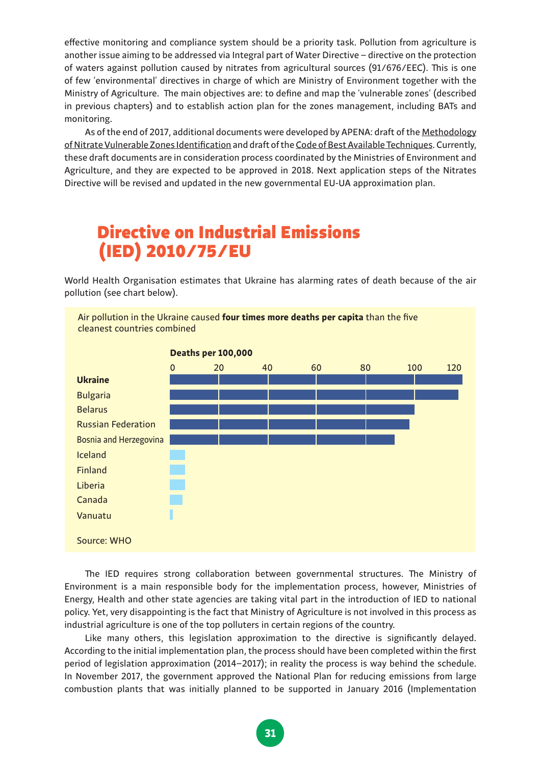effective monitoring and compliance system should be a priority task. Pollution from agriculture is another issue aiming to be addressed via Integral part of Water Directive – directive on the protection of waters against pollution caused by nitrates from agricultural sources (91/676/EEC). This is one of few 'environmental' directives in charge of which are Ministry of Environment together with the Ministry of Agriculture. The main objectives are: to define and map the 'vulnerable zones' (described in previous chapters) and to establish action plan for the zones management, including BATs and monitoring.

As of the end of 2017, additional documents were developed by APENA: draft of the Methodology of Nitrate Vulnerable Zones Identification and draft of the Code of Best Available Techniques. Currently, these draft documents are in consideration process coordinated by the Ministries of Environment and Agriculture, and they are expected to be approved in 2018. Next application steps of the Nitrates Directive will be revised and updated in the new governmental EU-UA approximation plan.

## Directive on Industrial Emissions (IED) 2010/75/EU

World Health Organisation estimates that Ukraine has alarming rates of death because of the air pollution (see chart below).

Air pollution in the Ukraine caused **four times more deaths per capita** than the five cleanest countries combined

**Deaths per 100,000**

| Country | Deaths per 100,000 (approx.) |
|---|---|
| **Ukraine** | ~120 |
| Bulgaria | ~118 |
| Belarus | ~100 |
| Russian Federation | ~98 |
| Bosnia and Herzegovina | ~92 |
| Iceland | ~6 |
| Finland | ~6 |
| Liberia | ~6 |
| Canada | ~5 |
| Vanuatu | ~1 |

Source: WHO

The IED requires strong collaboration between governmental structures. The Ministry of Environment is a main responsible body for the implementation process, however, Ministries of Energy, Health and other state agencies are taking vital part in the introduction of IED to national policy. Yet, very disappointing is the fact that Ministry of Agriculture is not involved in this process as industrial agriculture is one of the top polluters in certain regions of the country.

Like many others, this legislation approximation to the directive is significantly delayed. According to the initial implementation plan, the process should have been completed within the first period of legislation approximation (2014–2017); in reality the process is way behind the schedule. In November 2017, the government approved the National Plan for reducing emissions from large combustion plants that was initially planned to be supported in January 2016 (Implementation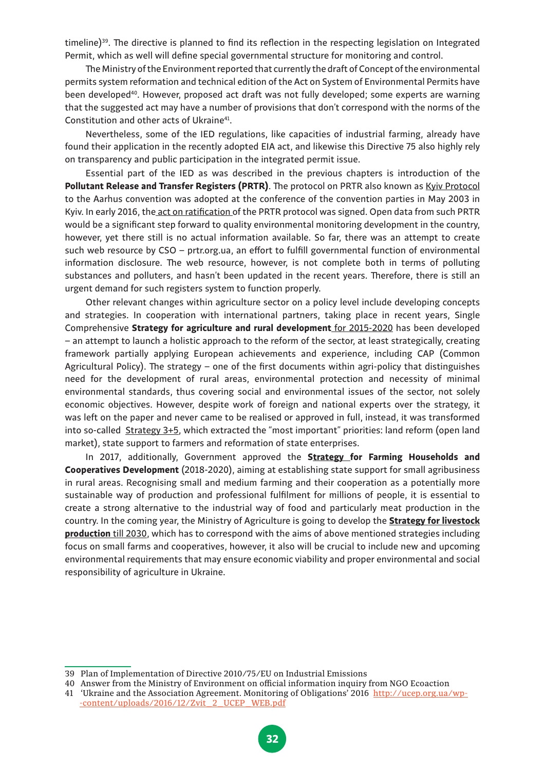timeline)[39]. The directive is planned to find its reflection in the respecting legislation on Integrated Permit, which as well will define special governmental structure for monitoring and control.

The Ministry of the Environment reported that currently the draft of Concept of the environmental permits system reformation and technical edition of the Act on System of Environmental Permits have been developed[40]. However, proposed act draft was not fully developed; some experts are warning that the suggested act may have a number of provisions that don't correspond with the norms of the Constitution and other acts of Ukraine[41].

Nevertheless, some of the IED regulations, like capacities of industrial farming, already have found their application in the recently adopted EIA act, and likewise this Directive 75 also highly rely on transparency and public participation in the integrated permit issue.

Essential part of the IED as was described in the previous chapters is introduction of the **Pollutant Release and Transfer Registers (PRTR)**. The protocol on PRTR also known as Kyiv Protocol to the Aarhus convention was adopted at the conference of the convention parties in May 2003 in Kyiv. In early 2016, the act on ratification of the PRTR protocol was signed. Open data from such PRTR would be a significant step forward to quality environmental monitoring development in the country, however, yet there still is no actual information available. So far, there was an attempt to create such web resource by CSO – prtr.org.ua, an effort to fulfill governmental function of environmental information disclosure. The web resource, however, is not complete both in terms of polluting substances and polluters, and hasn't been updated in the recent years. Therefore, there is still an urgent demand for such registers system to function properly.

Other relevant changes within agriculture sector on a policy level include developing concepts and strategies. In cooperation with international partners, taking place in recent years, Single Comprehensive **Strategy for agriculture and rural development** for 2015-2020 has been developed – an attempt to launch a holistic approach to the reform of the sector, at least strategically, creating framework partially applying European achievements and experience, including CAP (Common Agricultural Policy). The strategy – one of the first documents within agri-policy that distinguishes need for the development of rural areas, environmental protection and necessity of minimal environmental standards, thus covering social and environmental issues of the sector, not solely economic objectives. However, despite work of foreign and national experts over the strategy, it was left on the paper and never came to be realised or approved in full, instead, it was transformed into so-called Strategy 3+5, which extracted the "most important" priorities: land reform (open land market), state support to farmers and reformation of state enterprises.

In 2017, additionally, Government approved the **Strategy for Farming Households and Cooperatives Development** (2018-2020), aiming at establishing state support for small agribusiness in rural areas. Recognising small and medium farming and their cooperation as a potentially more sustainable way of production and professional fulfilment for millions of people, it is essential to create a strong alternative to the industrial way of food and particularly meat production in the country. In the coming year, the Ministry of Agriculture is going to develop the **Strategy for livestock production** till 2030, which has to correspond with the aims of above mentioned strategies including focus on small farms and cooperatives, however, it also will be crucial to include new and upcoming environmental requirements that may ensure economic viability and proper environmental and social responsibility of agriculture in Ukraine.

---

39 Plan of Implementation of Directive 2010/75/EU on Industrial Emissions

40 Answer from the Ministry of Environment on official information inquiry from NGO Ecoaction

41 'Ukraine and the Association Agreement. Monitoring of Obligations' 2016 http://ucep.org.ua/wp-content/uploads/2016/12/Zvit_2_UCEP_WEB.pdf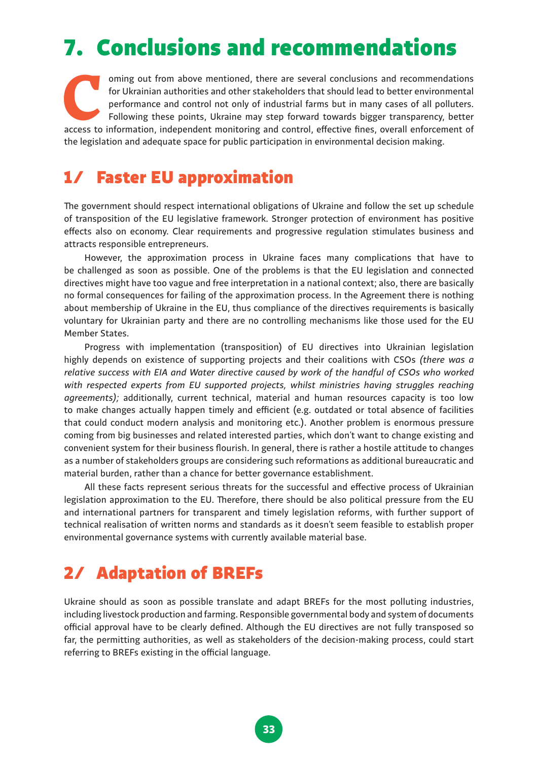# 7. Conclusions and recommendations

Coming out from above mentioned, there are several conclusions and recommendations for Ukrainian authorities and other stakeholders that should lead to better environmental performance and control not only of industrial farms but in many cases of all polluters. Following these points, Ukraine may step forward towards bigger transparency, better access to information, independent monitoring and control, effective fines, overall enforcement of the legislation and adequate space for public participation in environmental decision making.

## 1/ Faster EU approximation

The government should respect international obligations of Ukraine and follow the set up schedule of transposition of the EU legislative framework. Stronger protection of environment has positive effects also on economy. Clear requirements and progressive regulation stimulates business and attracts responsible entrepreneurs.

However, the approximation process in Ukraine faces many complications that have to be challenged as soon as possible. One of the problems is that the EU legislation and connected directives might have too vague and free interpretation in a national context; also, there are basically no formal consequences for failing of the approximation process. In the Agreement there is nothing about membership of Ukraine in the EU, thus compliance of the directives requirements is basically voluntary for Ukrainian party and there are no controlling mechanisms like those used for the EU Member States.

Progress with implementation (transposition) of EU directives into Ukrainian legislation highly depends on existence of supporting projects and their coalitions with CSOs *(there was a relative success with EIA and Water directive caused by work of the handful of CSOs who worked with respected experts from EU supported projects, whilst ministries having struggles reaching agreements);* additionally, current technical, material and human resources capacity is too low to make changes actually happen timely and efficient (e.g. outdated or total absence of facilities that could conduct modern analysis and monitoring etc.). Another problem is enormous pressure coming from big businesses and related interested parties, which don't want to change existing and convenient system for their business flourish. In general, there is rather a hostile attitude to changes as a number of stakeholders groups are considering such reformations as additional bureaucratic and material burden, rather than a chance for better governance establishment.

All these facts represent serious threats for the successful and effective process of Ukrainian legislation approximation to the EU. Therefore, there should be also political pressure from the EU and international partners for transparent and timely legislation reforms, with further support of technical realisation of written norms and standards as it doesn't seem feasible to establish proper environmental governance systems with currently available material base.

## 2/ Adaptation of BREFs

Ukraine should as soon as possible translate and adapt BREFs for the most polluting industries, including livestock production and farming. Responsible governmental body and system of documents official approval have to be clearly defined. Although the EU directives are not fully transposed so far, the permitting authorities, as well as stakeholders of the decision-making process, could start referring to BREFs existing in the official language.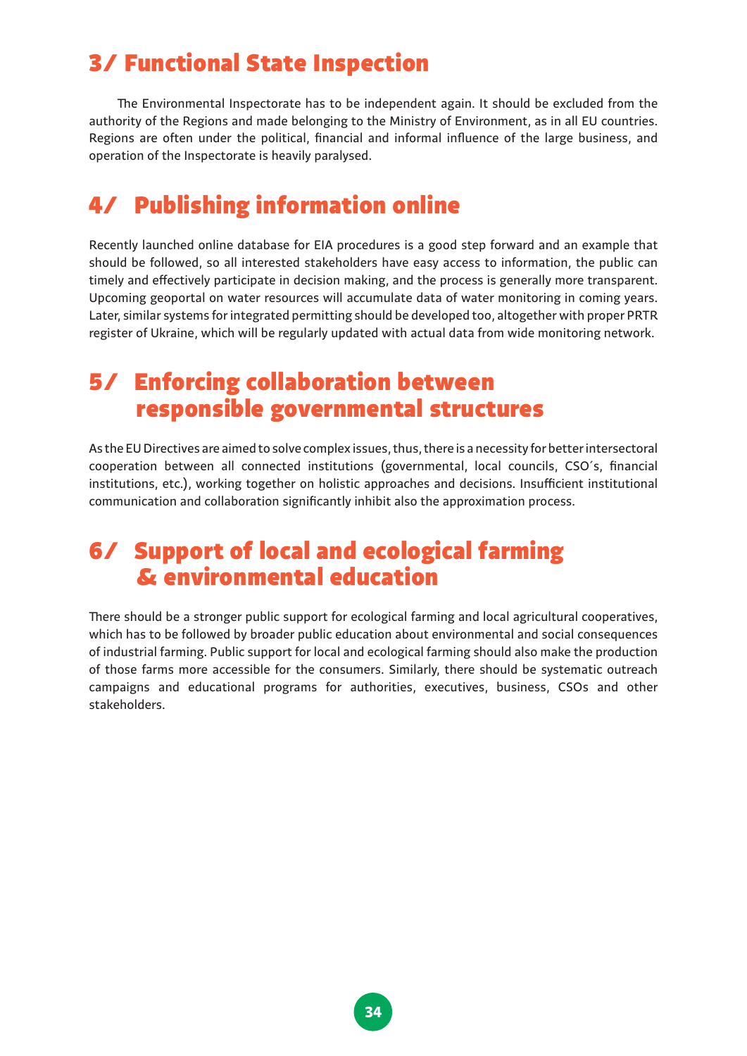## 3/ Functional State Inspection

The Environmental Inspectorate has to be independent again. It should be excluded from the authority of the Regions and made belonging to the Ministry of Environment, as in all EU countries. Regions are often under the political, financial and informal influence of the large business, and operation of the Inspectorate is heavily paralysed.

## 4/ Publishing information online

Recently launched online database for EIA procedures is a good step forward and an example that should be followed, so all interested stakeholders have easy access to information, the public can timely and effectively participate in decision making, and the process is generally more transparent. Upcoming geoportal on water resources will accumulate data of water monitoring in coming years. Later, similar systems for integrated permitting should be developed too, altogether with proper PRTR register of Ukraine, which will be regularly updated with actual data from wide monitoring network.

## 5/ Enforcing collaboration between responsible governmental structures

As the EU Directives are aimed to solve complex issues, thus, there is a necessity for better intersectoral cooperation between all connected institutions (governmental, local councils, CSO´s, financial institutions, etc.), working together on holistic approaches and decisions. Insufficient institutional communication and collaboration significantly inhibit also the approximation process.

## 6/ Support of local and ecological farming & environmental education

There should be a stronger public support for ecological farming and local agricultural cooperatives, which has to be followed by broader public education about environmental and social consequences of industrial farming. Public support for local and ecological farming should also make the production of those farms more accessible for the consumers. Similarly, there should be systematic outreach campaigns and educational programs for authorities, executives, business, CSOs and other stakeholders.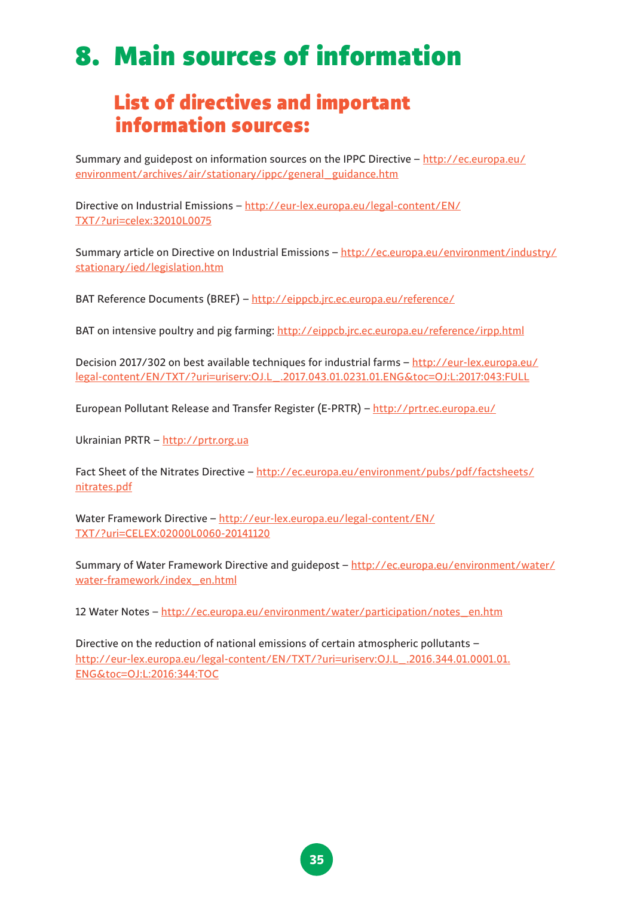# 8. Main sources of information

## List of directives and important information sources:

Summary and guidepost on information sources on the IPPC Directive – http://ec.europa.eu/environment/archives/air/stationary/ippc/general_guidance.htm

Directive on Industrial Emissions – http://eur-lex.europa.eu/legal-content/EN/TXT/?uri=celex:32010L0075

Summary article on Directive on Industrial Emissions – http://ec.europa.eu/environment/industry/stationary/ied/legislation.htm

BAT Reference Documents (BREF) – http://eippcb.jrc.ec.europa.eu/reference/

BAT on intensive poultry and pig farming: http://eippcb.jrc.ec.europa.eu/reference/irpp.html

Decision 2017/302 on best available techniques for industrial farms – http://eur-lex.europa.eu/legal-content/EN/TXT/?uri=uriserv:OJ.L_.2017.043.01.0231.01.ENG&toc=OJ:L:2017:043:FULL

European Pollutant Release and Transfer Register (E-PRTR) – http://prtr.ec.europa.eu/

Ukrainian PRTR – http://prtr.org.ua

Fact Sheet of the Nitrates Directive – http://ec.europa.eu/environment/pubs/pdf/factsheets/nitrates.pdf

Water Framework Directive – http://eur-lex.europa.eu/legal-content/EN/TXT/?uri=CELEX:02000L0060-20141120

Summary of Water Framework Directive and guidepost – http://ec.europa.eu/environment/water/water-framework/index_en.html

12 Water Notes – http://ec.europa.eu/environment/water/participation/notes_en.htm

Directive on the reduction of national emissions of certain atmospheric pollutants – http://eur-lex.europa.eu/legal-content/EN/TXT/?uri=uriserv:OJ.L_.2016.344.01.0001.01.ENG&toc=OJ:L:2016:344:TOC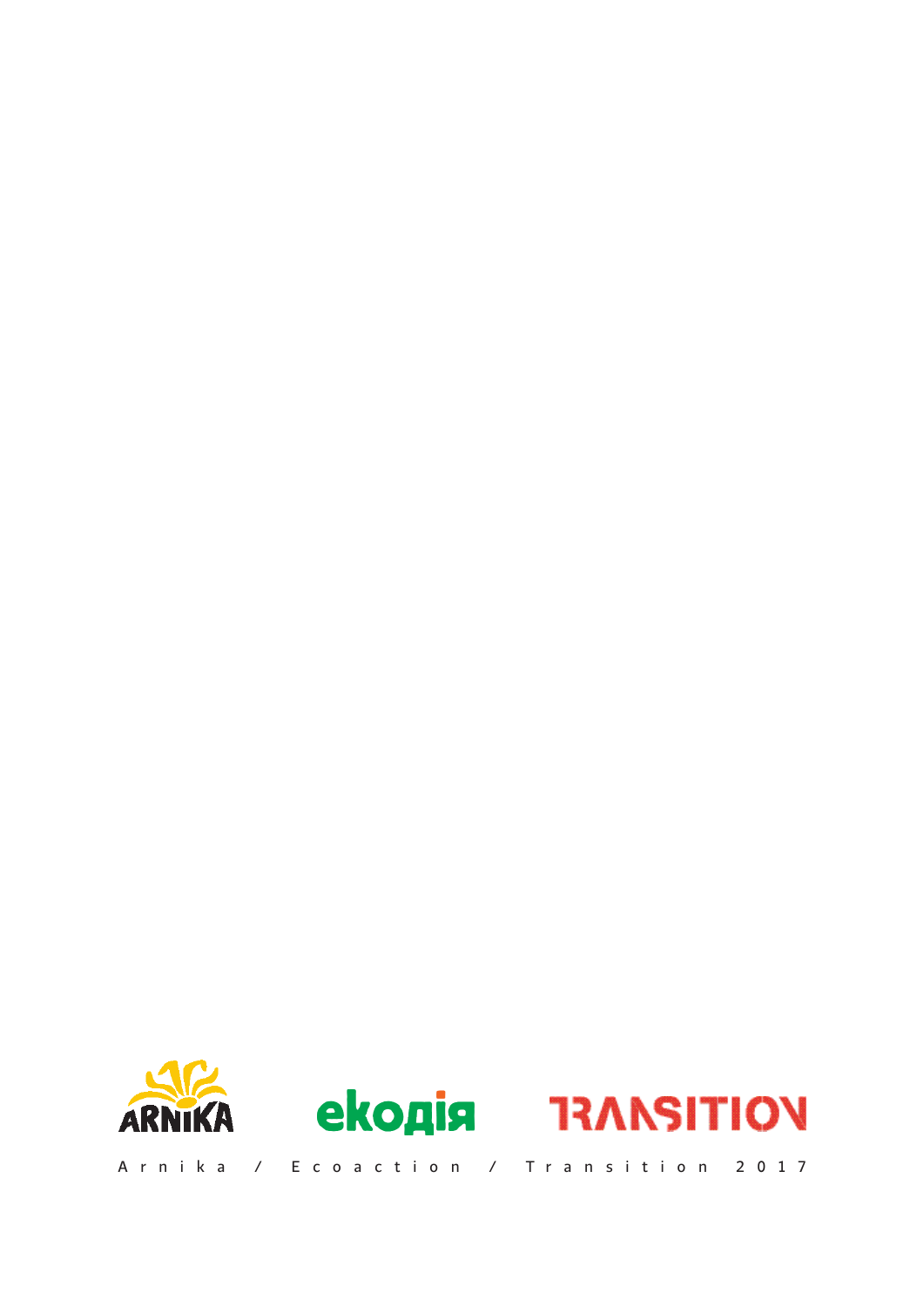Arnika / Ecoaction / Transition 2017